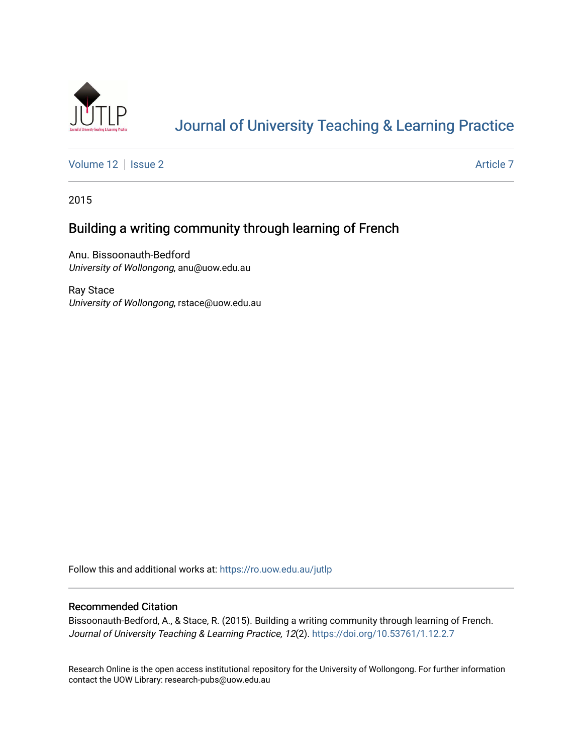# Journal of University Teaching & Learning Practice

Volume 12 | Issue 2 | Article 7

2015

## Building a writing community through learning of French

Anu. Bissoonauth-Bedford
*University of Wollongong*, anu@uow.edu.au

Ray Stace
*University of Wollongong*, rstace@uow.edu.au

Follow this and additional works at: https://ro.uow.edu.au/jutlp

### Recommended Citation

Bissoonauth-Bedford, A., & Stace, R. (2015). Building a writing community through learning of French. *Journal of University Teaching & Learning Practice, 12*(2). https://doi.org/10.53761/1.12.2.7

Research Online is the open access institutional repository for the University of Wollongong. For further information contact the UOW Library: research-pubs@uow.edu.au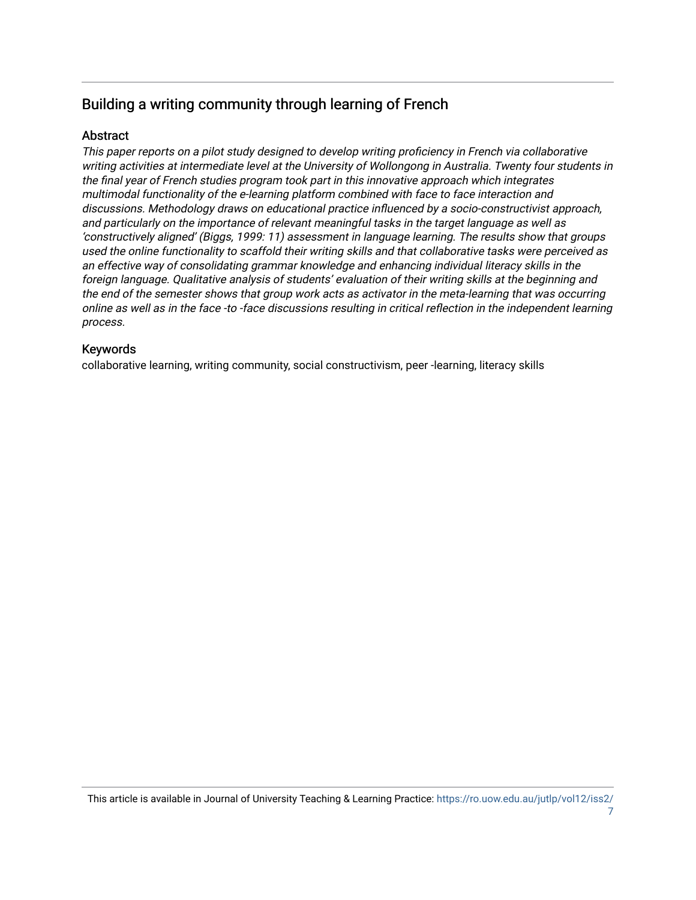## Building a writing community through learning of French

### Abstract

*This paper reports on a pilot study designed to develop writing proficiency in French via collaborative writing activities at intermediate level at the University of Wollongong in Australia. Twenty four students in the final year of French studies program took part in this innovative approach which integrates multimodal functionality of the e-learning platform combined with face to face interaction and discussions. Methodology draws on educational practice influenced by a socio-constructivist approach, and particularly on the importance of relevant meaningful tasks in the target language as well as 'constructively aligned' (Biggs, 1999: 11) assessment in language learning. The results show that groups used the online functionality to scaffold their writing skills and that collaborative tasks were perceived as an effective way of consolidating grammar knowledge and enhancing individual literacy skills in the foreign language. Qualitative analysis of students' evaluation of their writing skills at the beginning and the end of the semester shows that group work acts as activator in the meta-learning that was occurring online as well as in the face -to -face discussions resulting in critical reflection in the independent learning process.*

### Keywords

collaborative learning, writing community, social constructivism, peer -learning, literacy skills

This article is available in Journal of University Teaching & Learning Practice: https://ro.uow.edu.au/jutlp/vol12/iss2/7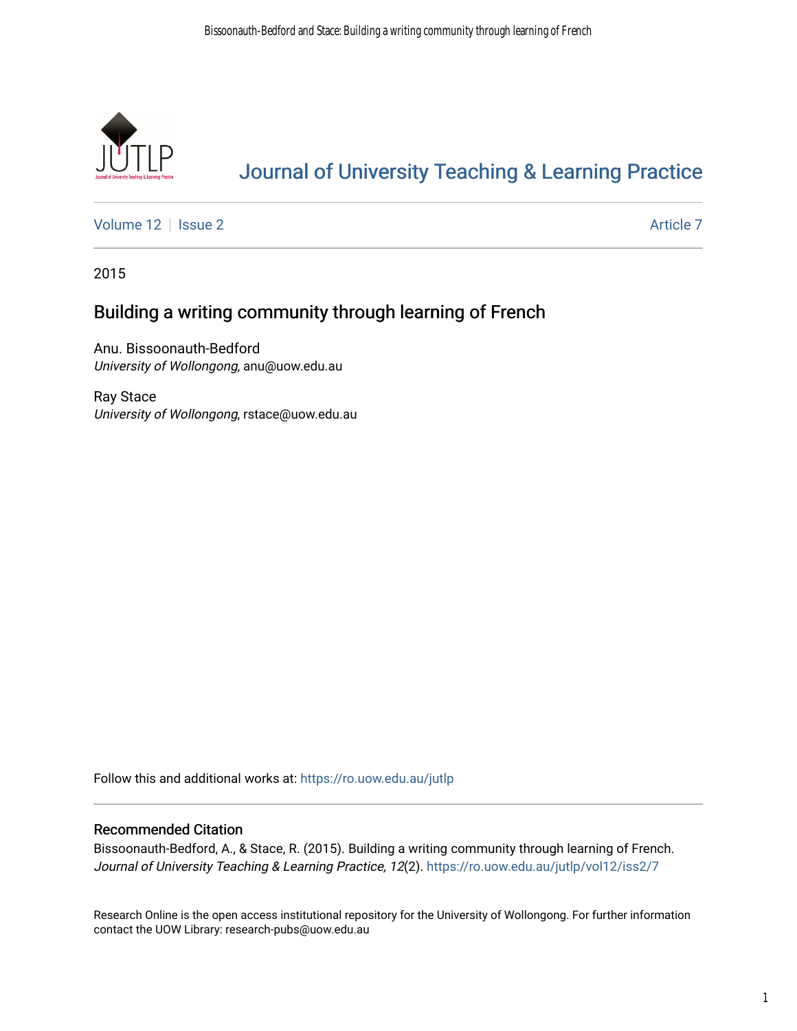# Journal of University Teaching & Learning Practice

Volume 12 | Issue 2 | Article 7

2015

## Building a writing community through learning of French

Anu. Bissoonauth-Bedford
*University of Wollongong*, anu@uow.edu.au

Ray Stace
*University of Wollongong*, rstace@uow.edu.au

Follow this and additional works at: https://ro.uow.edu.au/jutlp

### Recommended Citation

Bissoonauth-Bedford, A., & Stace, R. (2015). Building a writing community through learning of French. *Journal of University Teaching & Learning Practice, 12*(2). https://ro.uow.edu.au/jutlp/vol12/iss2/7

Research Online is the open access institutional repository for the University of Wollongong. For further information contact the UOW Library: research-pubs@uow.edu.au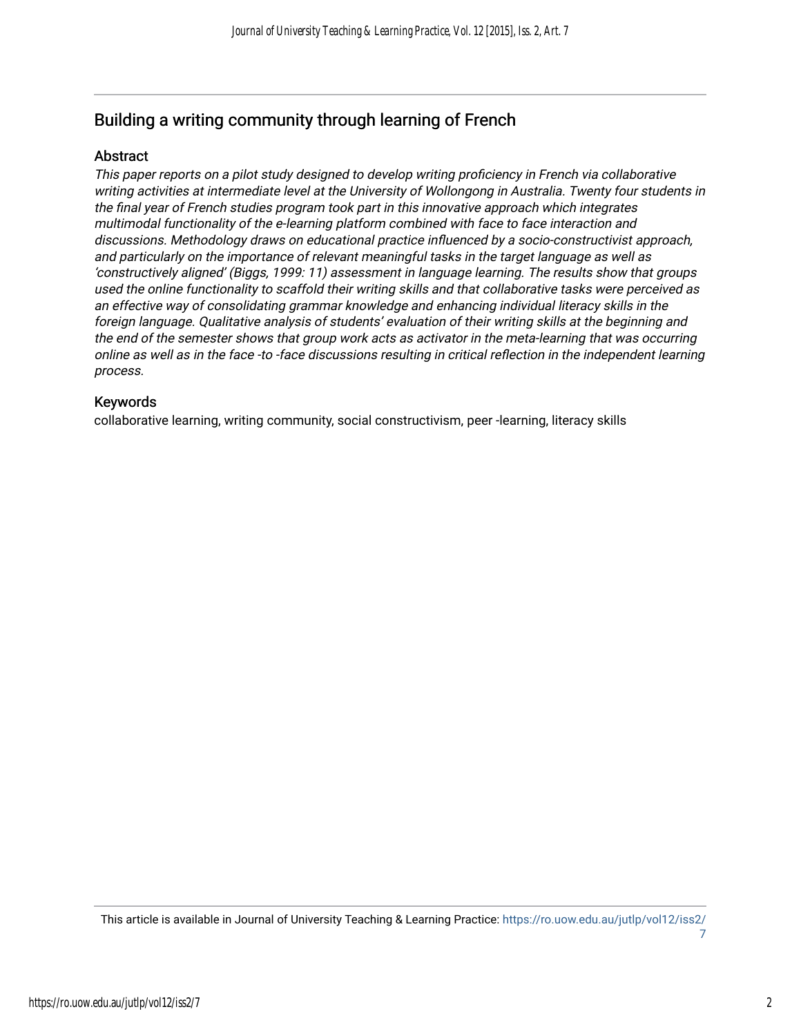## Building a writing community through learning of French

### Abstract

*This paper reports on a pilot study designed to develop writing proficiency in French via collaborative writing activities at intermediate level at the University of Wollongong in Australia. Twenty four students in the final year of French studies program took part in this innovative approach which integrates multimodal functionality of the e-learning platform combined with face to face interaction and discussions. Methodology draws on educational practice influenced by a socio-constructivist approach, and particularly on the importance of relevant meaningful tasks in the target language as well as 'constructively aligned' (Biggs, 1999: 11) assessment in language learning. The results show that groups used the online functionality to scaffold their writing skills and that collaborative tasks were perceived as an effective way of consolidating grammar knowledge and enhancing individual literacy skills in the foreign language. Qualitative analysis of students' evaluation of their writing skills at the beginning and the end of the semester shows that group work acts as activator in the meta-learning that was occurring online as well as in the face -to -face discussions resulting in critical reflection in the independent learning process.*

### Keywords

collaborative learning, writing community, social constructivism, peer -learning, literacy skills

This article is available in Journal of University Teaching & Learning Practice: https://ro.uow.edu.au/jutlp/vol12/iss2/7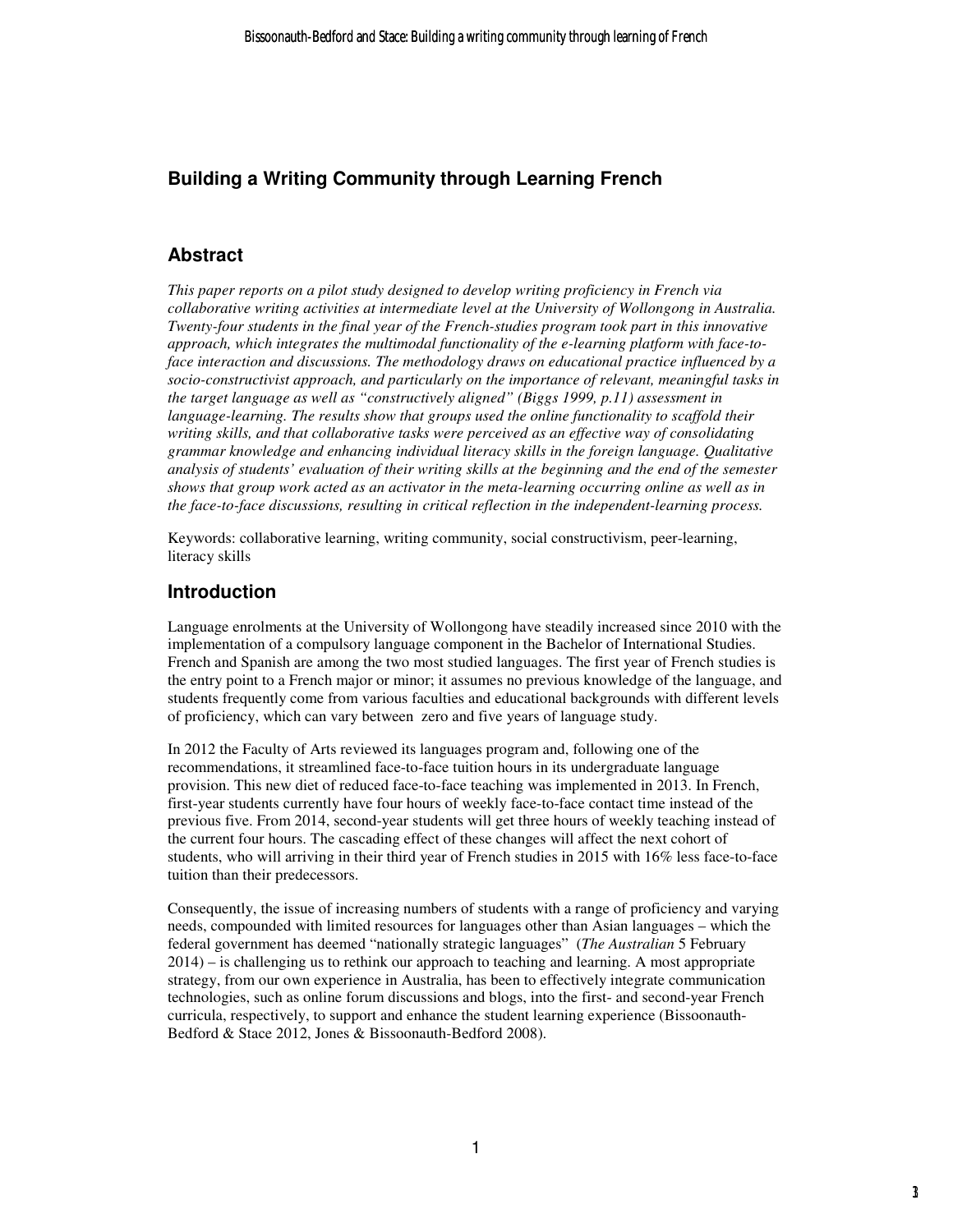## Building a Writing Community through Learning French

## Abstract

*This paper reports on a pilot study designed to develop writing proficiency in French via collaborative writing activities at intermediate level at the University of Wollongong in Australia. Twenty-four students in the final year of the French-studies program took part in this innovative approach, which integrates the multimodal functionality of the e-learning platform with face-to-face interaction and discussions. The methodology draws on educational practice influenced by a socio-constructivist approach, and particularly on the importance of relevant, meaningful tasks in the target language as well as "constructively aligned" (Biggs 1999, p.11) assessment in language-learning. The results show that groups used the online functionality to scaffold their writing skills, and that collaborative tasks were perceived as an effective way of consolidating grammar knowledge and enhancing individual literacy skills in the foreign language. Qualitative analysis of students' evaluation of their writing skills at the beginning and the end of the semester shows that group work acted as an activator in the meta-learning occurring online as well as in the face-to-face discussions, resulting in critical reflection in the independent-learning process.*

Keywords: collaborative learning, writing community, social constructivism, peer-learning, literacy skills

## Introduction

Language enrolments at the University of Wollongong have steadily increased since 2010 with the implementation of a compulsory language component in the Bachelor of International Studies. French and Spanish are among the two most studied languages. The first year of French studies is the entry point to a French major or minor; it assumes no previous knowledge of the language, and students frequently come from various faculties and educational backgrounds with different levels of proficiency, which can vary between zero and five years of language study.

In 2012 the Faculty of Arts reviewed its languages program and, following one of the recommendations, it streamlined face-to-face tuition hours in its undergraduate language provision. This new diet of reduced face-to-face teaching was implemented in 2013. In French, first-year students currently have four hours of weekly face-to-face contact time instead of the previous five. From 2014, second-year students will get three hours of weekly teaching instead of the current four hours. The cascading effect of these changes will affect the next cohort of students, who will arriving in their third year of French studies in 2015 with 16% less face-to-face tuition than their predecessors.

Consequently, the issue of increasing numbers of students with a range of proficiency and varying needs, compounded with limited resources for languages other than Asian languages – which the federal government has deemed "nationally strategic languages" (*The Australian* 5 February 2014) – is challenging us to rethink our approach to teaching and learning. A most appropriate strategy, from our own experience in Australia, has been to effectively integrate communication technologies, such as online forum discussions and blogs, into the first- and second-year French curricula, respectively, to support and enhance the student learning experience (Bissoonauth-Bedford & Stace 2012, Jones & Bissoonauth-Bedford 2008).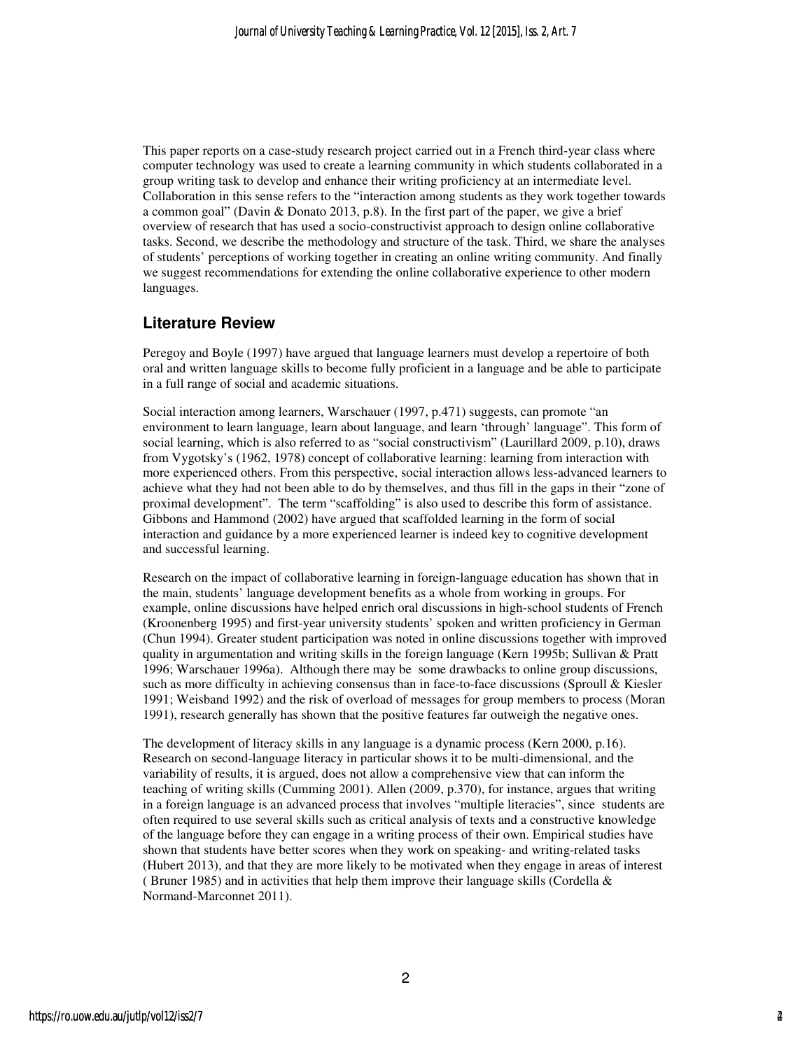This paper reports on a case-study research project carried out in a French third-year class where computer technology was used to create a learning community in which students collaborated in a group writing task to develop and enhance their writing proficiency at an intermediate level. Collaboration in this sense refers to the "interaction among students as they work together towards a common goal" (Davin & Donato 2013, p.8). In the first part of the paper, we give a brief overview of research that has used a socio-constructivist approach to design online collaborative tasks. Second, we describe the methodology and structure of the task. Third, we share the analyses of students' perceptions of working together in creating an online writing community. And finally we suggest recommendations for extending the online collaborative experience to other modern languages.

## Literature Review

Peregoy and Boyle (1997) have argued that language learners must develop a repertoire of both oral and written language skills to become fully proficient in a language and be able to participate in a full range of social and academic situations.

Social interaction among learners, Warschauer (1997, p.471) suggests, can promote "an environment to learn language, learn about language, and learn 'through' language". This form of social learning, which is also referred to as "social constructivism" (Laurillard 2009, p.10), draws from Vygotsky's (1962, 1978) concept of collaborative learning: learning from interaction with more experienced others. From this perspective, social interaction allows less-advanced learners to achieve what they had not been able to do by themselves, and thus fill in the gaps in their "zone of proximal development". The term "scaffolding" is also used to describe this form of assistance. Gibbons and Hammond (2002) have argued that scaffolded learning in the form of social interaction and guidance by a more experienced learner is indeed key to cognitive development and successful learning.

Research on the impact of collaborative learning in foreign-language education has shown that in the main, students' language development benefits as a whole from working in groups. For example, online discussions have helped enrich oral discussions in high-school students of French (Kroonenberg 1995) and first-year university students' spoken and written proficiency in German (Chun 1994). Greater student participation was noted in online discussions together with improved quality in argumentation and writing skills in the foreign language (Kern 1995b; Sullivan & Pratt 1996; Warschauer 1996a). Although there may be some drawbacks to online group discussions, such as more difficulty in achieving consensus than in face-to-face discussions (Sproull & Kiesler 1991; Weisband 1992) and the risk of overload of messages for group members to process (Moran 1991), research generally has shown that the positive features far outweigh the negative ones.

The development of literacy skills in any language is a dynamic process (Kern 2000, p.16). Research on second-language literacy in particular shows it to be multi-dimensional, and the variability of results, it is argued, does not allow a comprehensive view that can inform the teaching of writing skills (Cumming 2001). Allen (2009, p.370), for instance, argues that writing in a foreign language is an advanced process that involves "multiple literacies", since students are often required to use several skills such as critical analysis of texts and a constructive knowledge of the language before they can engage in a writing process of their own. Empirical studies have shown that students have better scores when they work on speaking- and writing-related tasks (Hubert 2013), and that they are more likely to be motivated when they engage in areas of interest ( Bruner 1985) and in activities that help them improve their language skills (Cordella & Normand-Marconnet 2011).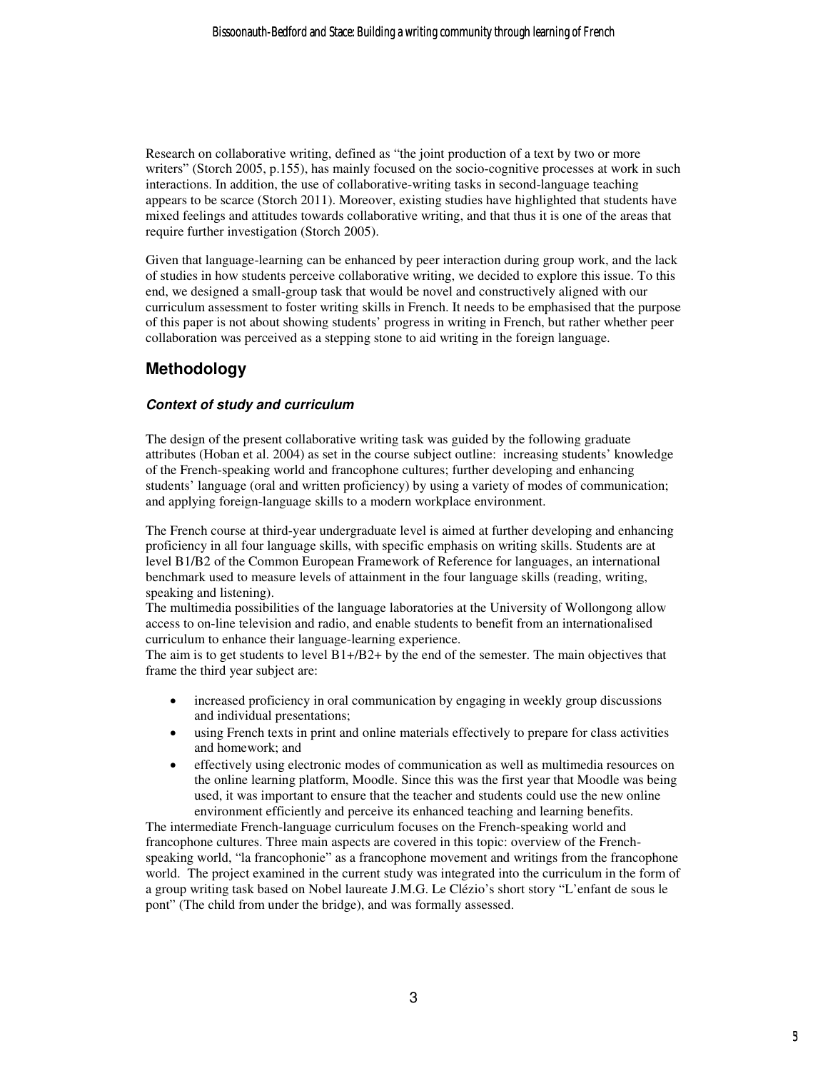Research on collaborative writing, defined as "the joint production of a text by two or more writers" (Storch 2005, p.155), has mainly focused on the socio-cognitive processes at work in such interactions. In addition, the use of collaborative-writing tasks in second-language teaching appears to be scarce (Storch 2011). Moreover, existing studies have highlighted that students have mixed feelings and attitudes towards collaborative writing, and that thus it is one of the areas that require further investigation (Storch 2005).

Given that language-learning can be enhanced by peer interaction during group work, and the lack of studies in how students perceive collaborative writing, we decided to explore this issue. To this end, we designed a small-group task that would be novel and constructively aligned with our curriculum assessment to foster writing skills in French. It needs to be emphasised that the purpose of this paper is not about showing students' progress in writing in French, but rather whether peer collaboration was perceived as a stepping stone to aid writing in the foreign language.

## Methodology

### *Context of study and curriculum*

The design of the present collaborative writing task was guided by the following graduate attributes (Hoban et al. 2004) as set in the course subject outline: increasing students' knowledge of the French-speaking world and francophone cultures; further developing and enhancing students' language (oral and written proficiency) by using a variety of modes of communication; and applying foreign-language skills to a modern workplace environment.

The French course at third-year undergraduate level is aimed at further developing and enhancing proficiency in all four language skills, with specific emphasis on writing skills. Students are at level B1/B2 of the Common European Framework of Reference for languages, an international benchmark used to measure levels of attainment in the four language skills (reading, writing, speaking and listening).

The multimedia possibilities of the language laboratories at the University of Wollongong allow access to on-line television and radio, and enable students to benefit from an internationalised curriculum to enhance their language-learning experience.

The aim is to get students to level B1+/B2+ by the end of the semester. The main objectives that frame the third year subject are:

- increased proficiency in oral communication by engaging in weekly group discussions and individual presentations;
- using French texts in print and online materials effectively to prepare for class activities and homework; and
- effectively using electronic modes of communication as well as multimedia resources on the online learning platform, Moodle. Since this was the first year that Moodle was being used, it was important to ensure that the teacher and students could use the new online environment efficiently and perceive its enhanced teaching and learning benefits.

The intermediate French-language curriculum focuses on the French-speaking world and francophone cultures. Three main aspects are covered in this topic: overview of the French-speaking world, "la francophonie" as a francophone movement and writings from the francophone world. The project examined in the current study was integrated into the curriculum in the form of a group writing task based on Nobel laureate J.M.G. Le Clézio's short story "L'enfant de sous le pont" (The child from under the bridge), and was formally assessed.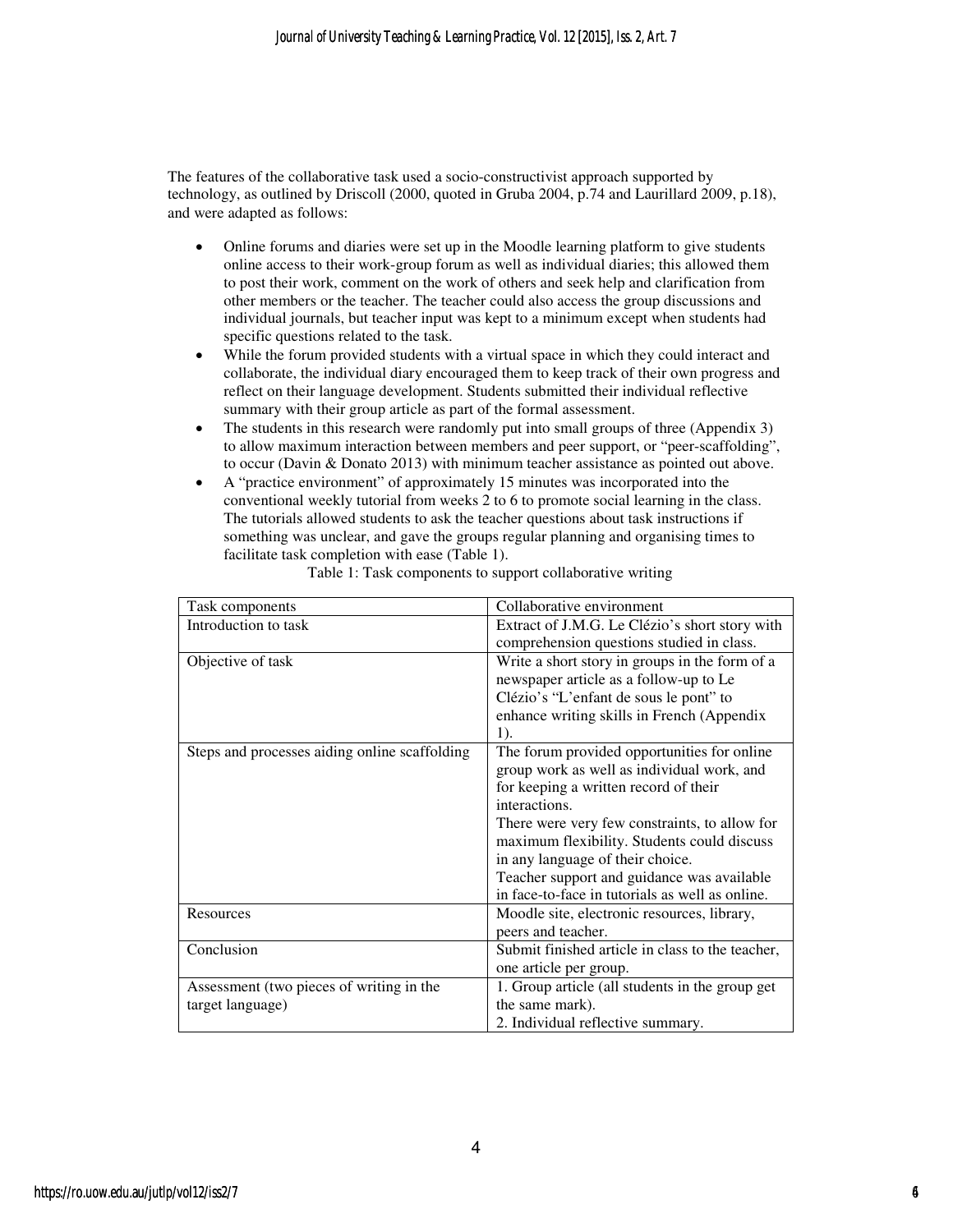The features of the collaborative task used a socio-constructivist approach supported by technology, as outlined by Driscoll (2000, quoted in Gruba 2004, p.74 and Laurillard 2009, p.18), and were adapted as follows:

- Online forums and diaries were set up in the Moodle learning platform to give students online access to their work-group forum as well as individual diaries; this allowed them to post their work, comment on the work of others and seek help and clarification from other members or the teacher. The teacher could also access the group discussions and individual journals, but teacher input was kept to a minimum except when students had specific questions related to the task.
- While the forum provided students with a virtual space in which they could interact and collaborate, the individual diary encouraged them to keep track of their own progress and reflect on their language development. Students submitted their individual reflective summary with their group article as part of the formal assessment.
- The students in this research were randomly put into small groups of three (Appendix 3) to allow maximum interaction between members and peer support, or "peer-scaffolding", to occur (Davin & Donato 2013) with minimum teacher assistance as pointed out above.
- A "practice environment" of approximately 15 minutes was incorporated into the conventional weekly tutorial from weeks 2 to 6 to promote social learning in the class. The tutorials allowed students to ask the teacher questions about task instructions if something was unclear, and gave the groups regular planning and organising times to facilitate task completion with ease (Table 1).

Table 1: Task components to support collaborative writing

| Task components | Collaborative environment |
| --- | --- |
| Introduction to task | Extract of J.M.G. Le Clézio's short story with comprehension questions studied in class. |
| Objective of task | Write a short story in groups in the form of a newspaper article as a follow-up to Le Clézio's "L'enfant de sous le pont" to enhance writing skills in French (Appendix 1). |
| Steps and processes aiding online scaffolding | The forum provided opportunities for online group work as well as individual work, and for keeping a written record of their interactions.<br>There were very few constraints, to allow for maximum flexibility. Students could discuss in any language of their choice.<br>Teacher support and guidance was available in face-to-face in tutorials as well as online. |
| Resources | Moodle site, electronic resources, library, peers and teacher. |
| Conclusion | Submit finished article in class to the teacher, one article per group. |
| Assessment (two pieces of writing in the target language) | 1. Group article (all students in the group get the same mark).<br>2. Individual reflective summary. |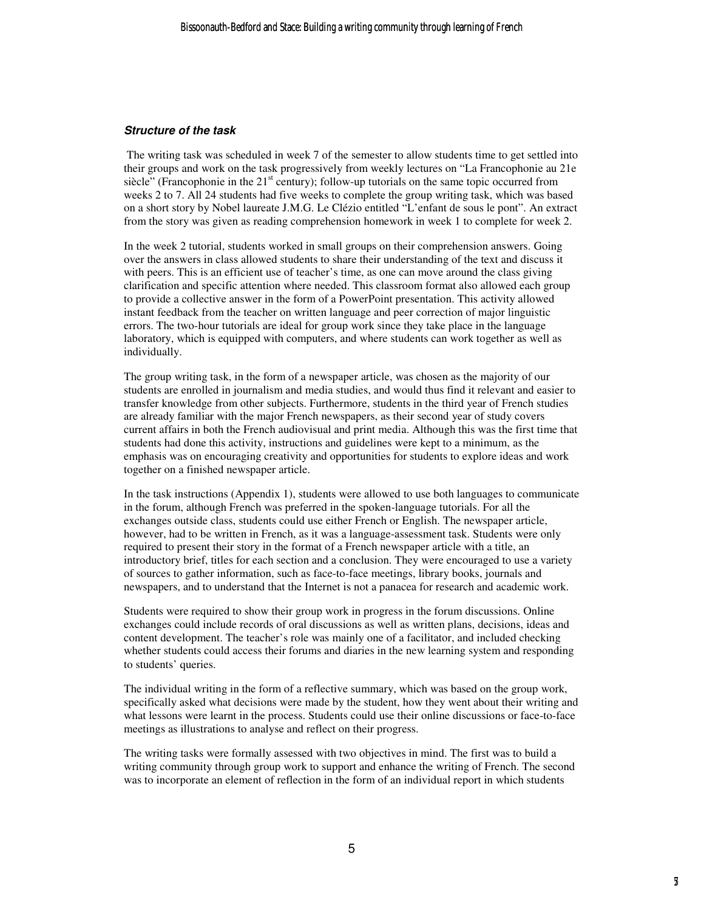### *Structure of the task*

The writing task was scheduled in week 7 of the semester to allow students time to get settled into their groups and work on the task progressively from weekly lectures on "La Francophonie au 21e siècle" (Francophonie in the 21st century); follow-up tutorials on the same topic occurred from weeks 2 to 7. All 24 students had five weeks to complete the group writing task, which was based on a short story by Nobel laureate J.M.G. Le Clézio entitled "L'enfant de sous le pont". An extract from the story was given as reading comprehension homework in week 1 to complete for week 2.

In the week 2 tutorial, students worked in small groups on their comprehension answers. Going over the answers in class allowed students to share their understanding of the text and discuss it with peers. This is an efficient use of teacher's time, as one can move around the class giving clarification and specific attention where needed. This classroom format also allowed each group to provide a collective answer in the form of a PowerPoint presentation. This activity allowed instant feedback from the teacher on written language and peer correction of major linguistic errors. The two-hour tutorials are ideal for group work since they take place in the language laboratory, which is equipped with computers, and where students can work together as well as individually.

The group writing task, in the form of a newspaper article, was chosen as the majority of our students are enrolled in journalism and media studies, and would thus find it relevant and easier to transfer knowledge from other subjects. Furthermore, students in the third year of French studies are already familiar with the major French newspapers, as their second year of study covers current affairs in both the French audiovisual and print media. Although this was the first time that students had done this activity, instructions and guidelines were kept to a minimum, as the emphasis was on encouraging creativity and opportunities for students to explore ideas and work together on a finished newspaper article.

In the task instructions (Appendix 1), students were allowed to use both languages to communicate in the forum, although French was preferred in the spoken-language tutorials. For all the exchanges outside class, students could use either French or English. The newspaper article, however, had to be written in French, as it was a language-assessment task. Students were only required to present their story in the format of a French newspaper article with a title, an introductory brief, titles for each section and a conclusion. They were encouraged to use a variety of sources to gather information, such as face-to-face meetings, library books, journals and newspapers, and to understand that the Internet is not a panacea for research and academic work.

Students were required to show their group work in progress in the forum discussions. Online exchanges could include records of oral discussions as well as written plans, decisions, ideas and content development. The teacher's role was mainly one of a facilitator, and included checking whether students could access their forums and diaries in the new learning system and responding to students' queries.

The individual writing in the form of a reflective summary, which was based on the group work, specifically asked what decisions were made by the student, how they went about their writing and what lessons were learnt in the process. Students could use their online discussions or face-to-face meetings as illustrations to analyse and reflect on their progress.

The writing tasks were formally assessed with two objectives in mind. The first was to build a writing community through group work to support and enhance the writing of French. The second was to incorporate an element of reflection in the form of an individual report in which students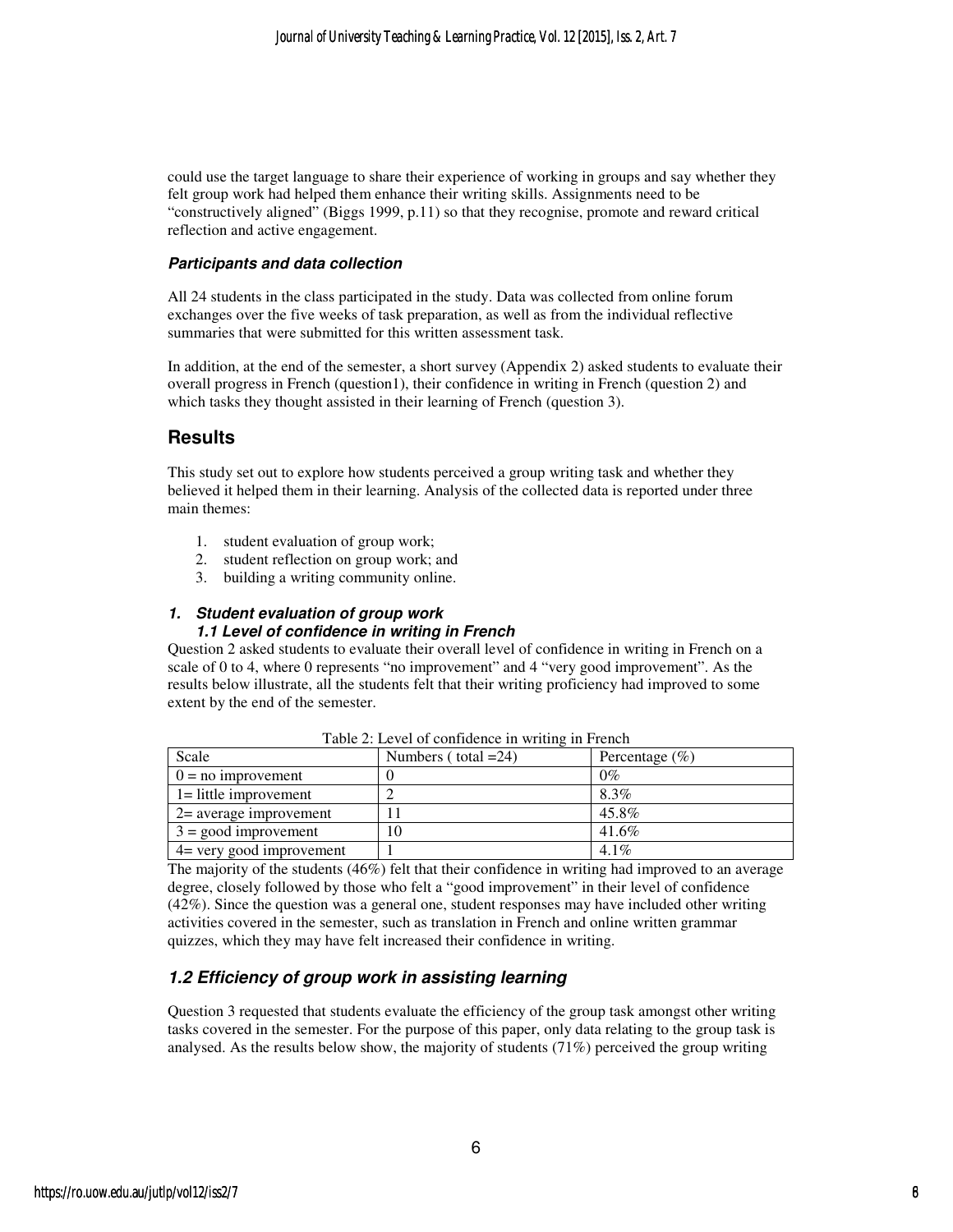could use the target language to share their experience of working in groups and say whether they felt group work had helped them enhance their writing skills. Assignments need to be "constructively aligned" (Biggs 1999, p.11) so that they recognise, promote and reward critical reflection and active engagement.

### *Participants and data collection*

All 24 students in the class participated in the study. Data was collected from online forum exchanges over the five weeks of task preparation, as well as from the individual reflective summaries that were submitted for this written assessment task.

In addition, at the end of the semester, a short survey (Appendix 2) asked students to evaluate their overall progress in French (question1), their confidence in writing in French (question 2) and which tasks they thought assisted in their learning of French (question 3).

## Results

This study set out to explore how students perceived a group writing task and whether they believed it helped them in their learning. Analysis of the collected data is reported under three main themes:

1. student evaluation of group work;
2. student reflection on group work; and
3. building a writing community online.

### *1. Student evaluation of group work*

#### *1.1 Level of confidence in writing in French*

Question 2 asked students to evaluate their overall level of confidence in writing in French on a scale of 0 to 4, where 0 represents "no improvement" and 4 "very good improvement". As the results below illustrate, all the students felt that their writing proficiency had improved to some extent by the end of the semester.

Table 2: Level of confidence in writing in French

| Scale | Numbers ( total =24) | Percentage (%) |
|---|---|---|
| 0 = no improvement | 0 | 0% |
| 1= little improvement | 2 | 8.3% |
| 2= average improvement | 11 | 45.8% |
| 3 = good improvement | 10 | 41.6% |
| 4= very good improvement | 1 | 4.1% |

The majority of the students (46%) felt that their confidence in writing had improved to an average degree, closely followed by those who felt a "good improvement" in their level of confidence (42%). Since the question was a general one, student responses may have included other writing activities covered in the semester, such as translation in French and online written grammar quizzes, which they may have felt increased their confidence in writing.

### *1.2 Efficiency of group work in assisting learning*

Question 3 requested that students evaluate the efficiency of the group task amongst other writing tasks covered in the semester. For the purpose of this paper, only data relating to the group task is analysed. As the results below show, the majority of students (71%) perceived the group writing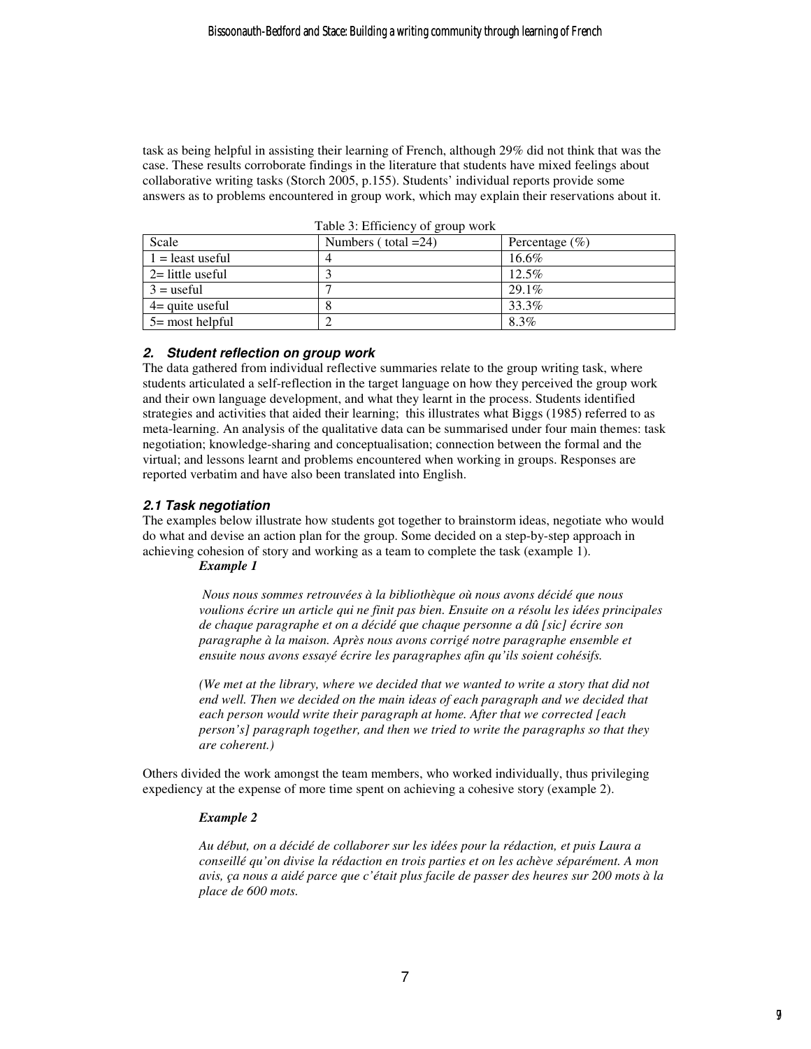task as being helpful in assisting their learning of French, although 29% did not think that was the case. These results corroborate findings in the literature that students have mixed feelings about collaborative writing tasks (Storch 2005, p.155). Students' individual reports provide some answers as to problems encountered in group work, which may explain their reservations about it.

Table 3: Efficiency of group work

| Scale | Numbers ( total =24) | Percentage (%) |
|---|---|---|
| 1 = least useful | 4 | 16.6% |
| 2= little useful | 3 | 12.5% |
| 3 = useful | 7 | 29.1% |
| 4= quite useful | 8 | 33.3% |
| 5= most helpful | 2 | 8.3% |

### 2. Student reflection on group work

The data gathered from individual reflective summaries relate to the group writing task, where students articulated a self-reflection in the target language on how they perceived the group work and their own language development, and what they learnt in the process. Students identified strategies and activities that aided their learning; this illustrates what Biggs (1985) referred to as meta-learning. An analysis of the qualitative data can be summarised under four main themes: task negotiation; knowledge-sharing and conceptualisation; connection between the formal and the virtual; and lessons learnt and problems encountered when working in groups. Responses are reported verbatim and have also been translated into English.

#### 2.1 Task negotiation

The examples below illustrate how students got together to brainstorm ideas, negotiate who would do what and devise an action plan for the group. Some decided on a step-by-step approach in achieving cohesion of story and working as a team to complete the task (example 1).

***Example 1***

*Nous nous sommes retrouvées à la bibliothèque où nous avons décidé que nous voulions écrire un article qui ne finit pas bien. Ensuite on a résolu les idées principales de chaque paragraphe et on a décidé que chaque personne a dû [sic] écrire son paragraphe à la maison. Après nous avons corrigé notre paragraphe ensemble et ensuite nous avons essayé écrire les paragraphes afin qu'ils soient cohésifs.*

*(We met at the library, where we decided that we wanted to write a story that did not end well. Then we decided on the main ideas of each paragraph and we decided that each person would write their paragraph at home. After that we corrected [each person's] paragraph together, and then we tried to write the paragraphs so that they are coherent.)*

Others divided the work amongst the team members, who worked individually, thus privileging expediency at the expense of more time spent on achieving a cohesive story (example 2).

***Example 2***

*Au début, on a décidé de collaborer sur les idées pour la rédaction, et puis Laura a conseillé qu'on divise la rédaction en trois parties et on les achève séparément. A mon avis, ça nous a aidé parce que c'était plus facile de passer des heures sur 200 mots à la place de 600 mots.*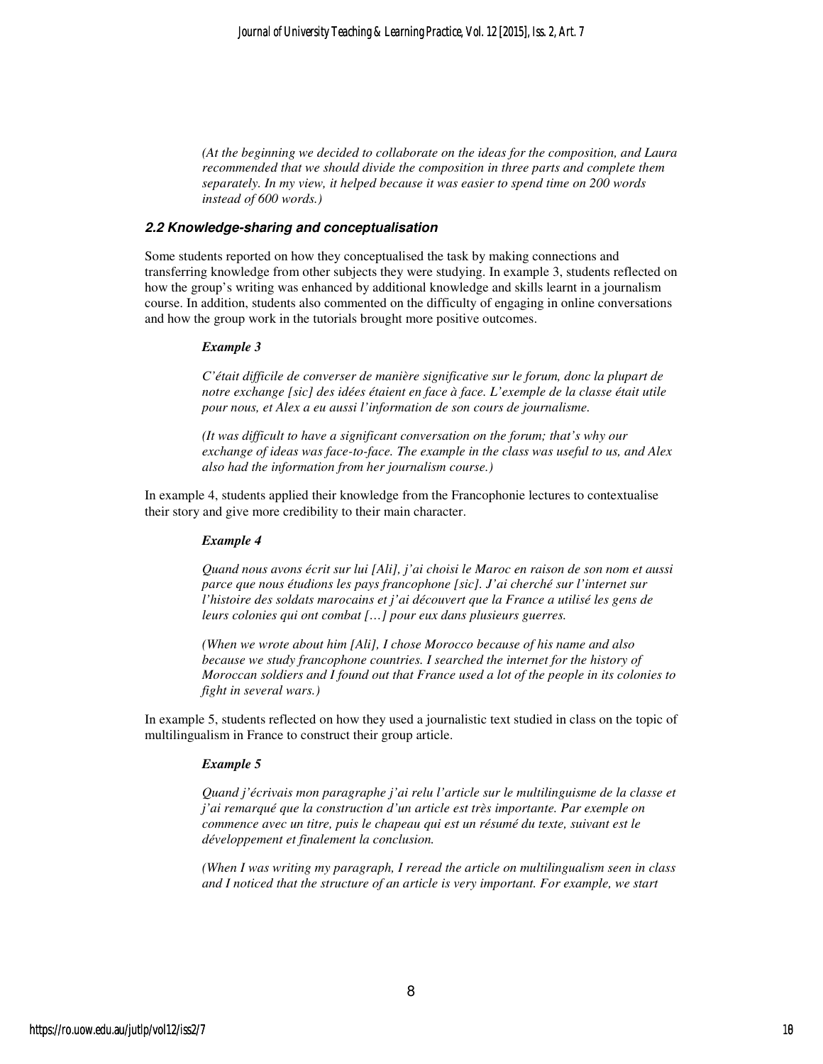*(At the beginning we decided to collaborate on the ideas for the composition, and Laura recommended that we should divide the composition in three parts and complete them separately. In my view, it helped because it was easier to spend time on 200 words instead of 600 words.)*

### *2.2 Knowledge-sharing and conceptualisation*

Some students reported on how they conceptualised the task by making connections and transferring knowledge from other subjects they were studying. In example 3, students reflected on how the group's writing was enhanced by additional knowledge and skills learnt in a journalism course. In addition, students also commented on the difficulty of engaging in online conversations and how the group work in the tutorials brought more positive outcomes.

***Example 3***

*C'était difficile de converser de manière significative sur le forum, donc la plupart de notre exchange [sic] des idées étaient en face à face. L'exemple de la classe était utile pour nous, et Alex a eu aussi l'information de son cours de journalisme.*

*(It was difficult to have a significant conversation on the forum; that's why our exchange of ideas was face-to-face. The example in the class was useful to us, and Alex also had the information from her journalism course.)*

In example 4, students applied their knowledge from the Francophonie lectures to contextualise their story and give more credibility to their main character.

***Example 4***

*Quand nous avons écrit sur lui [Ali], j'ai choisi le Maroc en raison de son nom et aussi parce que nous étudions les pays francophone [sic]. J'ai cherché sur l'internet sur l'histoire des soldats marocains et j'ai découvert que la France a utilisé les gens de leurs colonies qui ont combat […] pour eux dans plusieurs guerres.*

*(When we wrote about him [Ali], I chose Morocco because of his name and also because we study francophone countries. I searched the internet for the history of Moroccan soldiers and I found out that France used a lot of the people in its colonies to fight in several wars.)*

In example 5, students reflected on how they used a journalistic text studied in class on the topic of multilingualism in France to construct their group article.

***Example 5***

*Quand j'écrivais mon paragraphe j'ai relu l'article sur le multilinguisme de la classe et j'ai remarqué que la construction d'un article est très importante. Par exemple on commence avec un titre, puis le chapeau qui est un résumé du texte, suivant est le développement et finalement la conclusion.*

*(When I was writing my paragraph, I reread the article on multilingualism seen in class and I noticed that the structure of an article is very important. For example, we start*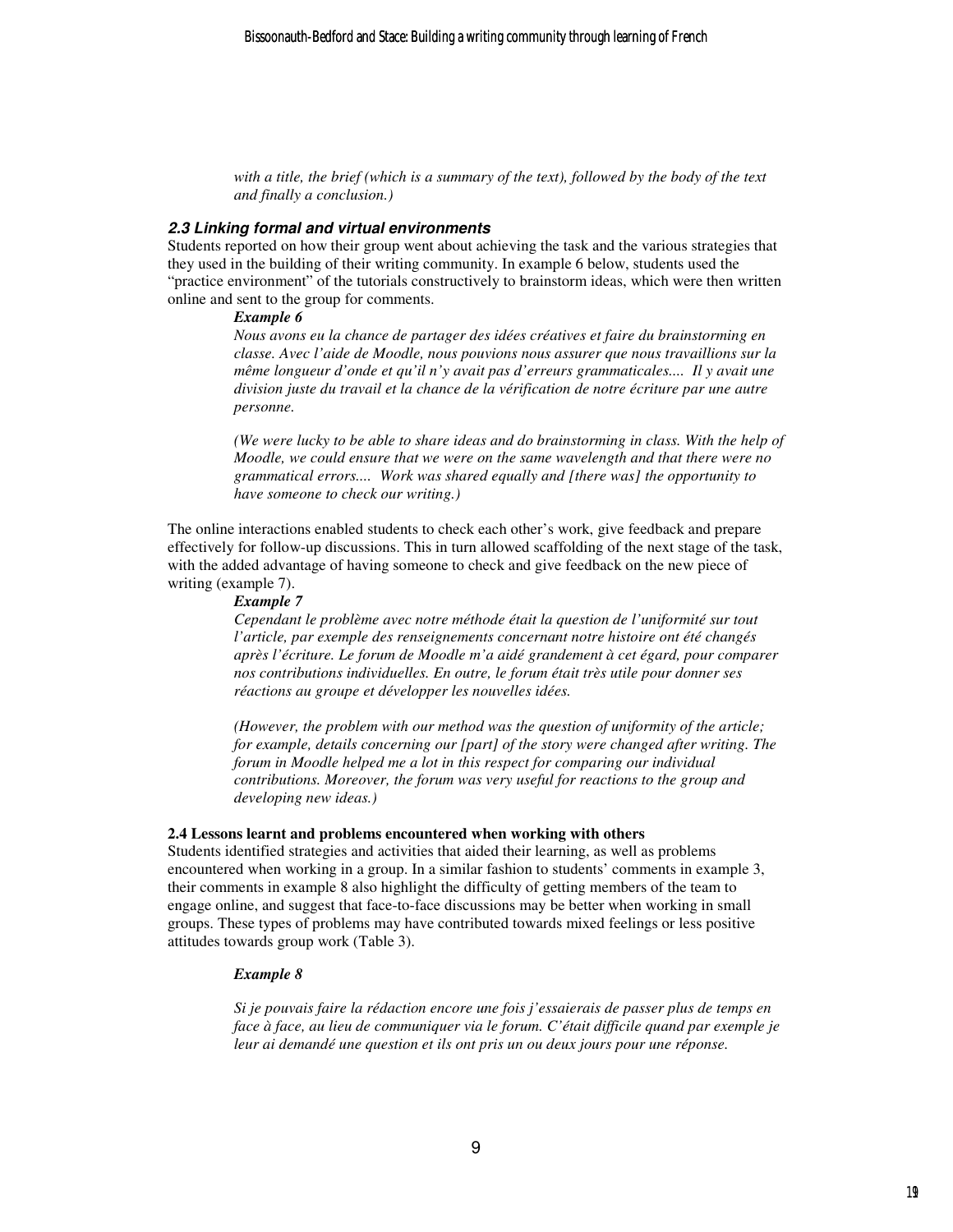*with a title, the brief (which is a summary of the text), followed by the body of the text and finally a conclusion.)*

### 2.3 Linking formal and virtual environments

Students reported on how their group went about achieving the task and the various strategies that they used in the building of their writing community. In example 6 below, students used the "practice environment" of the tutorials constructively to brainstorm ideas, which were then written online and sent to the group for comments.

***Example 6***

*Nous avons eu la chance de partager des idées créatives et faire du brainstorming en classe. Avec l'aide de Moodle, nous pouvions nous assurer que nous travaillions sur la même longueur d'onde et qu'il n'y avait pas d'erreurs grammaticales.... Il y avait une division juste du travail et la chance de la vérification de notre écriture par une autre personne.*

*(We were lucky to be able to share ideas and do brainstorming in class. With the help of Moodle, we could ensure that we were on the same wavelength and that there were no grammatical errors.... Work was shared equally and [there was] the opportunity to have someone to check our writing.)*

The online interactions enabled students to check each other's work, give feedback and prepare effectively for follow-up discussions. This in turn allowed scaffolding of the next stage of the task, with the added advantage of having someone to check and give feedback on the new piece of writing (example 7).

***Example 7***

*Cependant le problème avec notre méthode était la question de l'uniformité sur tout l'article, par exemple des renseignements concernant notre histoire ont été changés après l'écriture. Le forum de Moodle m'a aidé grandement à cet égard, pour comparer nos contributions individuelles. En outre, le forum était très utile pour donner ses réactions au groupe et développer les nouvelles idées.*

*(However, the problem with our method was the question of uniformity of the article; for example, details concerning our [part] of the story were changed after writing. The forum in Moodle helped me a lot in this respect for comparing our individual contributions. Moreover, the forum was very useful for reactions to the group and developing new ideas.)*

### 2.4 Lessons learnt and problems encountered when working with others

Students identified strategies and activities that aided their learning, as well as problems encountered when working in a group. In a similar fashion to students' comments in example 3, their comments in example 8 also highlight the difficulty of getting members of the team to engage online, and suggest that face-to-face discussions may be better when working in small groups. These types of problems may have contributed towards mixed feelings or less positive attitudes towards group work (Table 3).

***Example 8***

*Si je pouvais faire la rédaction encore une fois j'essaierais de passer plus de temps en face à face, au lieu de communiquer via le forum. C'était difficile quand par exemple je leur ai demandé une question et ils ont pris un ou deux jours pour une réponse.*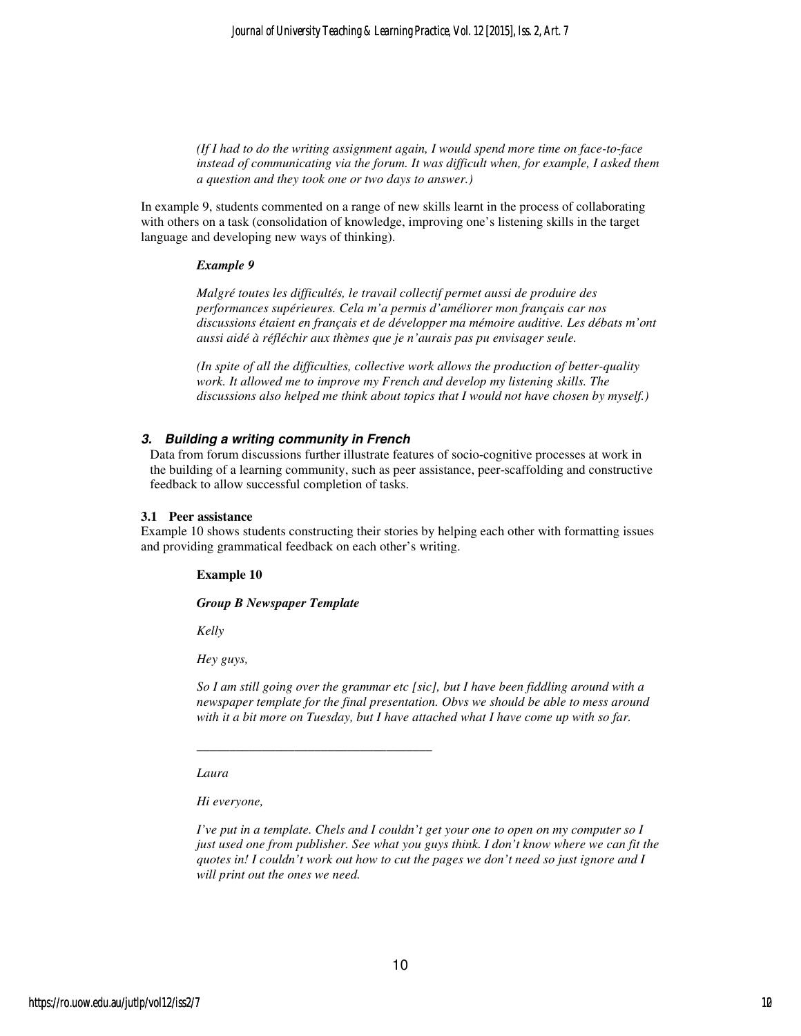*(If I had to do the writing assignment again, I would spend more time on face-to-face instead of communicating via the forum. It was difficult when, for example, I asked them a question and they took one or two days to answer.)*

In example 9, students commented on a range of new skills learnt in the process of collaborating with others on a task (consolidation of knowledge, improving one's listening skills in the target language and developing new ways of thinking).

***Example 9***

*Malgré toutes les difficultés, le travail collectif permet aussi de produire des performances supérieures. Cela m'a permis d'améliorer mon français car nos discussions étaient en français et de développer ma mémoire auditive. Les débats m'ont aussi aidé à réfléchir aux thèmes que je n'aurais pas pu envisager seule.*

*(In spite of all the difficulties, collective work allows the production of better-quality work. It allowed me to improve my French and develop my listening skills. The discussions also helped me think about topics that I would not have chosen by myself.)*

## *3. Building a writing community in French*

Data from forum discussions further illustrate features of socio-cognitive processes at work in the building of a learning community, such as peer assistance, peer-scaffolding and constructive feedback to allow successful completion of tasks.

### 3.1 Peer assistance

Example 10 shows students constructing their stories by helping each other with formatting issues and providing grammatical feedback on each other's writing.

**Example 10**

***Group B Newspaper Template***

*Kelly*

*Hey guys,*

*So I am still going over the grammar etc [sic], but I have been fiddling around with a newspaper template for the final presentation. Obvs we should be able to mess around with it a bit more on Tuesday, but I have attached what I have come up with so far.*

___________________________________

*Laura*

*Hi everyone,*

*I've put in a template. Chels and I couldn't get your one to open on my computer so I just used one from publisher. See what you guys think. I don't know where we can fit the quotes in! I couldn't work out how to cut the pages we don't need so just ignore and I will print out the ones we need.*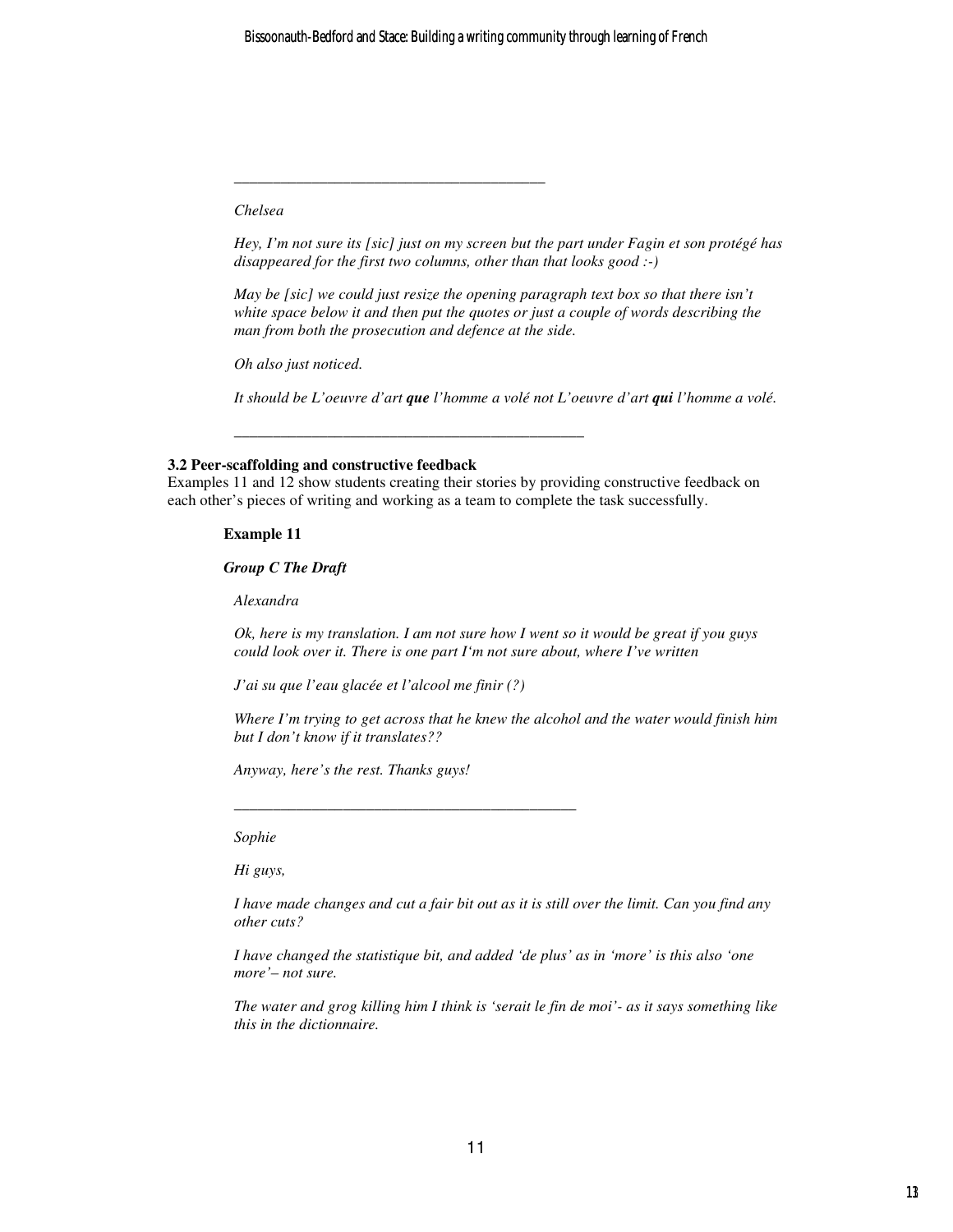---

*Chelsea*

*Hey, I'm not sure its [sic] just on my screen but the part under Fagin et son protégé has disappeared for the first two columns, other than that looks good :-)*

*May be [sic] we could just resize the opening paragraph text box so that there isn't white space below it and then put the quotes or just a couple of words describing the man from both the prosecution and defence at the side.*

*Oh also just noticed.*

*It should be L'oeuvre d'art* ***que*** *l'homme a volé not L'oeuvre d'art* ***qui*** *l'homme a volé.*

---

**3.2 Peer-scaffolding and constructive feedback**

Examples 11 and 12 show students creating their stories by providing constructive feedback on each other's pieces of writing and working as a team to complete the task successfully.

**Example 11**

***Group C The Draft***

*Alexandra*

*Ok, here is my translation. I am not sure how I went so it would be great if you guys could look over it. There is one part I'm not sure about, where I've written*

*J'ai su que l'eau glacée et l'alcool me finir (?)*

*Where I'm trying to get across that he knew the alcohol and the water would finish him but I don't know if it translates??*

*Anyway, here's the rest. Thanks guys!*

---

*Sophie*

*Hi guys,*

*I have made changes and cut a fair bit out as it is still over the limit. Can you find any other cuts?*

*I have changed the statistique bit, and added 'de plus' as in 'more' is this also 'one more'– not sure.*

*The water and grog killing him I think is 'serait le fin de moi'- as it says something like this in the dictionnaire.*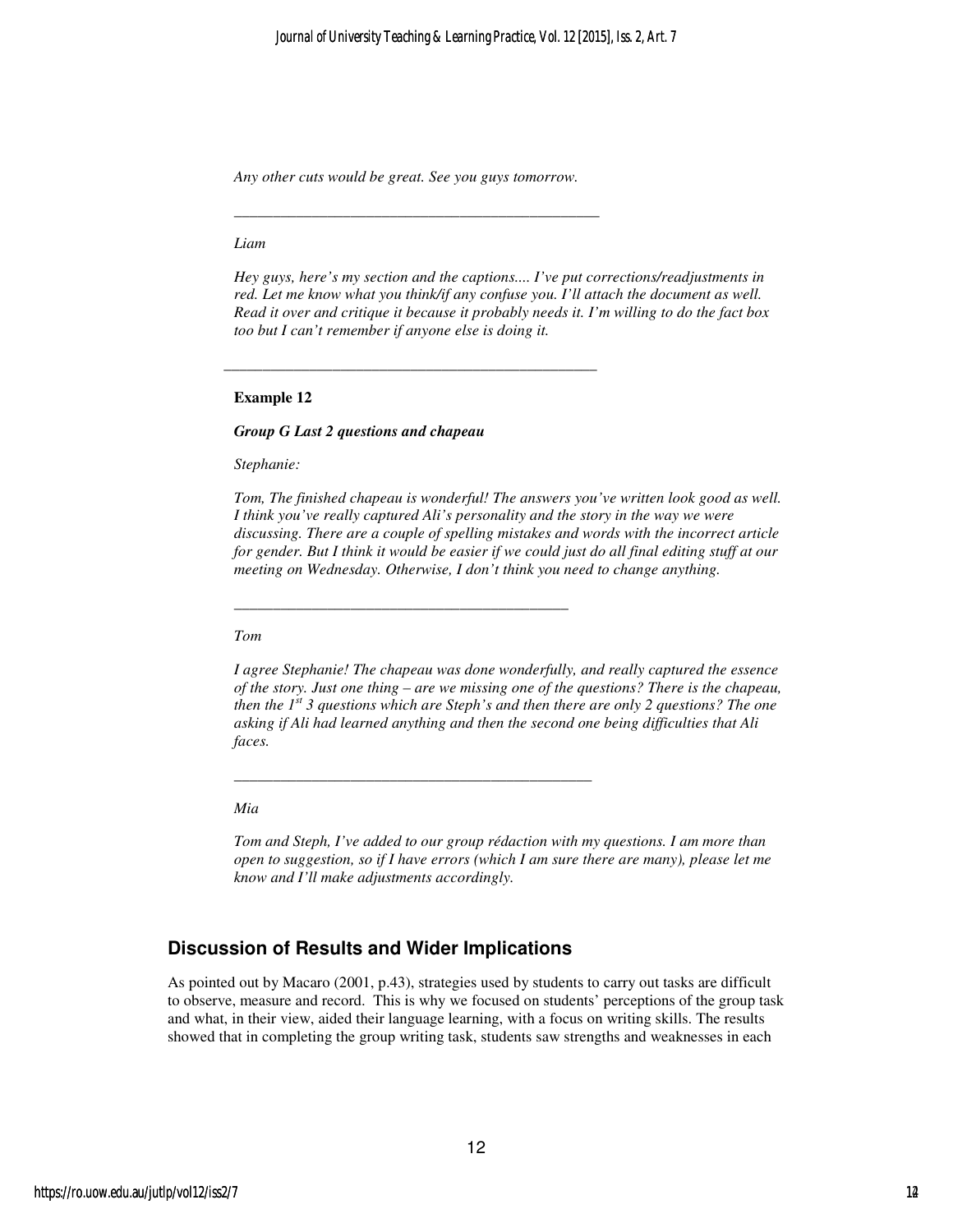*Any other cuts would be great. See you guys tomorrow.*

_______________________________________________

*Liam*

*Hey guys, here's my section and the captions.... I've put corrections/readjustments in red. Let me know what you think/if any confuse you. I'll attach the document as well. Read it over and critique it because it probably needs it. I'm willing to do the fact box too but I can't remember if anyone else is doing it.*

_______________________________________________

**Example 12**

***Group G Last 2 questions and chapeau***

*Stephanie:*

*Tom, The finished chapeau is wonderful! The answers you've written look good as well. I think you've really captured Ali's personality and the story in the way we were discussing. There are a couple of spelling mistakes and words with the incorrect article for gender. But I think it would be easier if we could just do all final editing stuff at our meeting on Wednesday. Otherwise, I don't think you need to change anything.*

_______________________________________________

*Tom*

*I agree Stephanie! The chapeau was done wonderfully, and really captured the essence of the story. Just one thing – are we missing one of the questions? There is the chapeau, then the 1st 3 questions which are Steph's and then there are only 2 questions? The one asking if Ali had learned anything and then the second one being difficulties that Ali faces.*

_______________________________________________

*Mia*

*Tom and Steph, I've added to our group rédaction with my questions. I am more than open to suggestion, so if I have errors (which I am sure there are many), please let me know and I'll make adjustments accordingly.*

## Discussion of Results and Wider Implications

As pointed out by Macaro (2001, p.43), strategies used by students to carry out tasks are difficult to observe, measure and record. This is why we focused on students' perceptions of the group task and what, in their view, aided their language learning, with a focus on writing skills. The results showed that in completing the group writing task, students saw strengths and weaknesses in each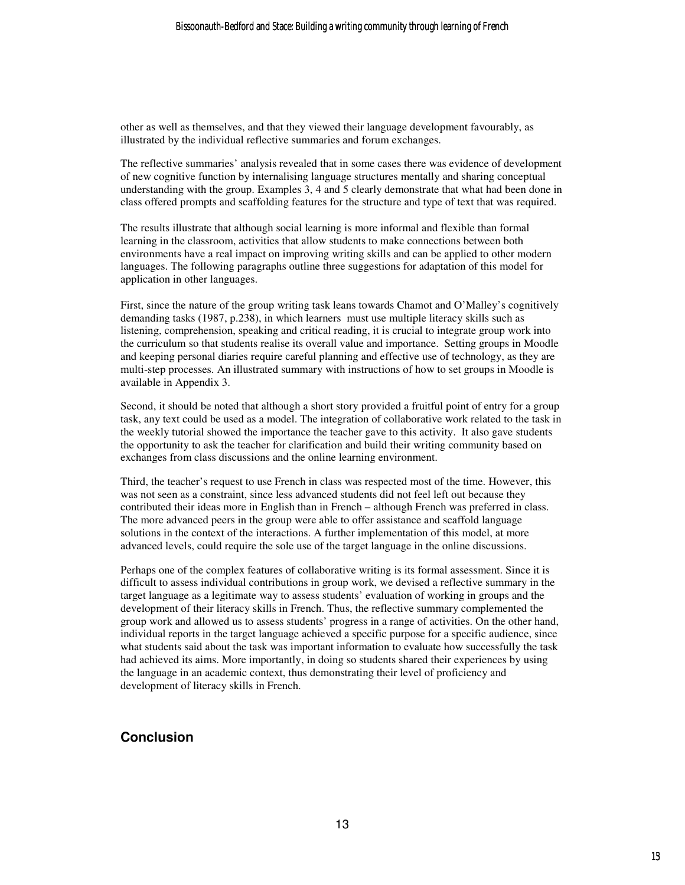other as well as themselves, and that they viewed their language development favourably, as illustrated by the individual reflective summaries and forum exchanges.

The reflective summaries' analysis revealed that in some cases there was evidence of development of new cognitive function by internalising language structures mentally and sharing conceptual understanding with the group. Examples 3, 4 and 5 clearly demonstrate that what had been done in class offered prompts and scaffolding features for the structure and type of text that was required.

The results illustrate that although social learning is more informal and flexible than formal learning in the classroom, activities that allow students to make connections between both environments have a real impact on improving writing skills and can be applied to other modern languages. The following paragraphs outline three suggestions for adaptation of this model for application in other languages.

First, since the nature of the group writing task leans towards Chamot and O'Malley's cognitively demanding tasks (1987, p.238), in which learners must use multiple literacy skills such as listening, comprehension, speaking and critical reading, it is crucial to integrate group work into the curriculum so that students realise its overall value and importance. Setting groups in Moodle and keeping personal diaries require careful planning and effective use of technology, as they are multi-step processes. An illustrated summary with instructions of how to set groups in Moodle is available in Appendix 3.

Second, it should be noted that although a short story provided a fruitful point of entry for a group task, any text could be used as a model. The integration of collaborative work related to the task in the weekly tutorial showed the importance the teacher gave to this activity. It also gave students the opportunity to ask the teacher for clarification and build their writing community based on exchanges from class discussions and the online learning environment.

Third, the teacher's request to use French in class was respected most of the time. However, this was not seen as a constraint, since less advanced students did not feel left out because they contributed their ideas more in English than in French – although French was preferred in class. The more advanced peers in the group were able to offer assistance and scaffold language solutions in the context of the interactions. A further implementation of this model, at more advanced levels, could require the sole use of the target language in the online discussions.

Perhaps one of the complex features of collaborative writing is its formal assessment. Since it is difficult to assess individual contributions in group work, we devised a reflective summary in the target language as a legitimate way to assess students' evaluation of working in groups and the development of their literacy skills in French. Thus, the reflective summary complemented the group work and allowed us to assess students' progress in a range of activities. On the other hand, individual reports in the target language achieved a specific purpose for a specific audience, since what students said about the task was important information to evaluate how successfully the task had achieved its aims. More importantly, in doing so students shared their experiences by using the language in an academic context, thus demonstrating their level of proficiency and development of literacy skills in French.

## Conclusion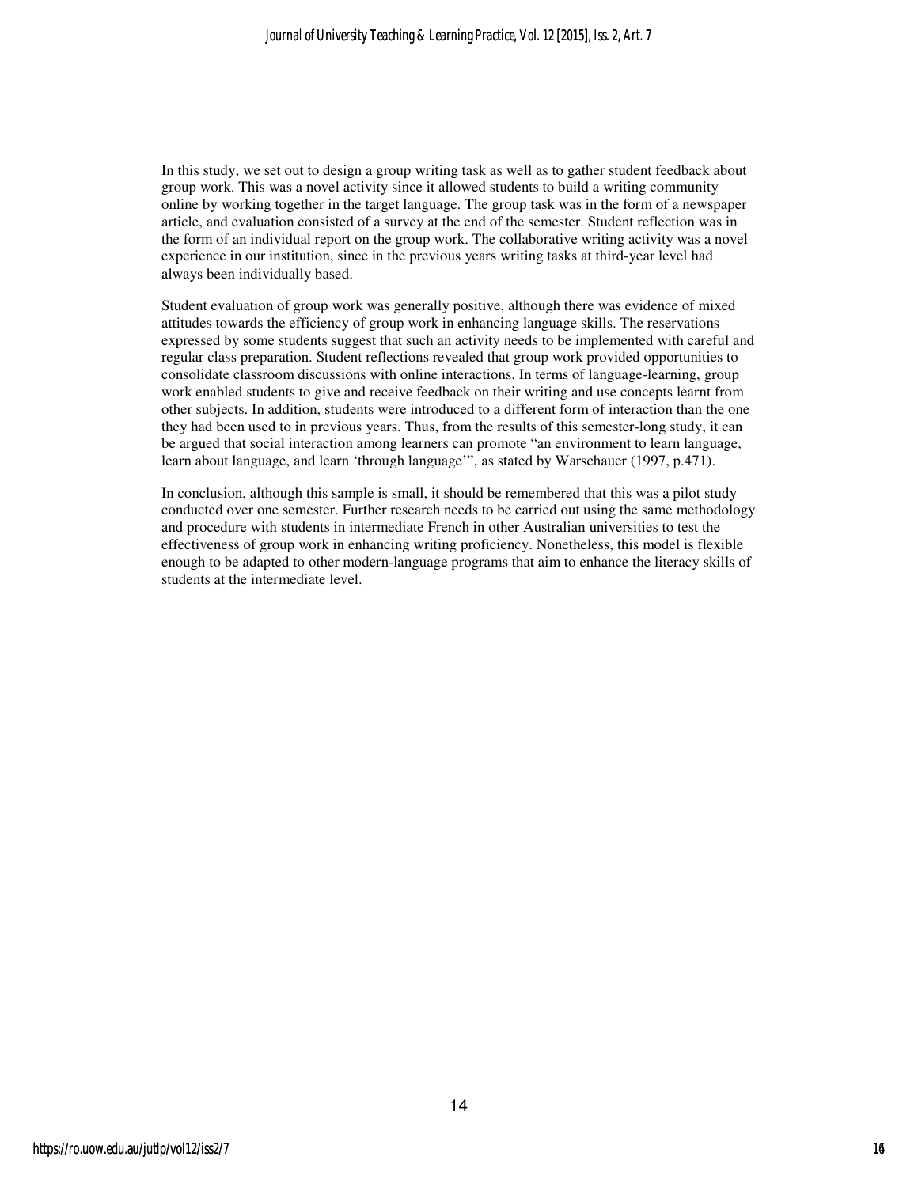In this study, we set out to design a group writing task as well as to gather student feedback about group work. This was a novel activity since it allowed students to build a writing community online by working together in the target language. The group task was in the form of a newspaper article, and evaluation consisted of a survey at the end of the semester. Student reflection was in the form of an individual report on the group work. The collaborative writing activity was a novel experience in our institution, since in the previous years writing tasks at third-year level had always been individually based.

Student evaluation of group work was generally positive, although there was evidence of mixed attitudes towards the efficiency of group work in enhancing language skills. The reservations expressed by some students suggest that such an activity needs to be implemented with careful and regular class preparation. Student reflections revealed that group work provided opportunities to consolidate classroom discussions with online interactions. In terms of language-learning, group work enabled students to give and receive feedback on their writing and use concepts learnt from other subjects. In addition, students were introduced to a different form of interaction than the one they had been used to in previous years. Thus, from the results of this semester-long study, it can be argued that social interaction among learners can promote "an environment to learn language, learn about language, and learn 'through language'", as stated by Warschauer (1997, p.471).

In conclusion, although this sample is small, it should be remembered that this was a pilot study conducted over one semester. Further research needs to be carried out using the same methodology and procedure with students in intermediate French in other Australian universities to test the effectiveness of group work in enhancing writing proficiency. Nonetheless, this model is flexible enough to be adapted to other modern-language programs that aim to enhance the literacy skills of students at the intermediate level.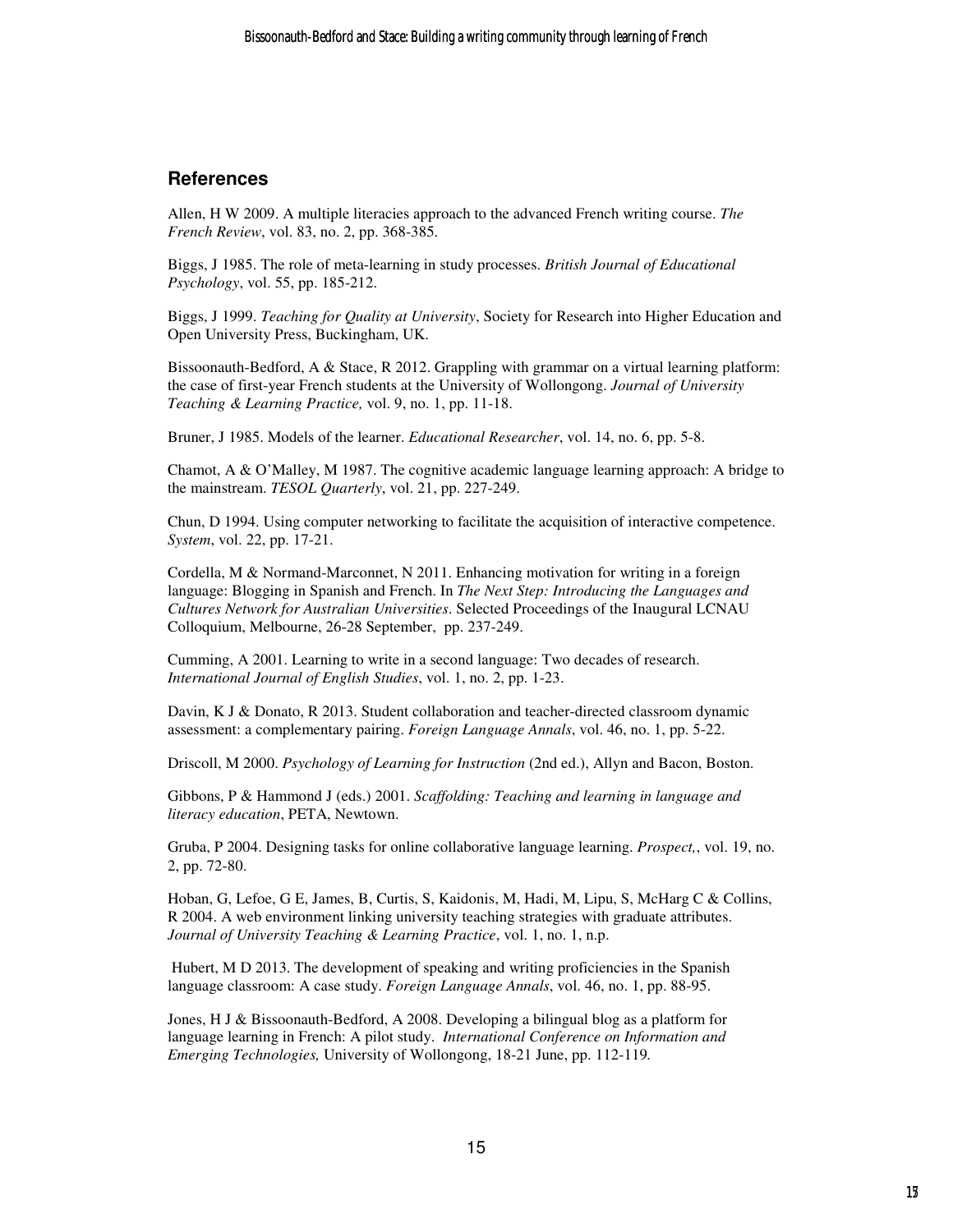## References

Allen, H W 2009. A multiple literacies approach to the advanced French writing course. *The French Review*, vol. 83, no. 2, pp. 368-385.

Biggs, J 1985. The role of meta-learning in study processes. *British Journal of Educational Psychology*, vol. 55, pp. 185-212.

Biggs, J 1999. *Teaching for Quality at University*, Society for Research into Higher Education and Open University Press, Buckingham, UK.

Bissoonauth-Bedford, A & Stace, R 2012. Grappling with grammar on a virtual learning platform: the case of first-year French students at the University of Wollongong. *Journal of University Teaching & Learning Practice,* vol. 9, no. 1, pp. 11-18.

Bruner, J 1985. Models of the learner. *Educational Researcher*, vol. 14, no. 6, pp. 5-8.

Chamot, A & O'Malley, M 1987. The cognitive academic language learning approach: A bridge to the mainstream. *TESOL Quarterly*, vol. 21, pp. 227-249.

Chun, D 1994. Using computer networking to facilitate the acquisition of interactive competence. *System*, vol. 22, pp. 17-21.

Cordella, M & Normand-Marconnet, N 2011. Enhancing motivation for writing in a foreign language: Blogging in Spanish and French. In *The Next Step: Introducing the Languages and Cultures Network for Australian Universities*. Selected Proceedings of the Inaugural LCNAU Colloquium, Melbourne, 26-28 September, pp. 237-249.

Cumming, A 2001. Learning to write in a second language: Two decades of research. *International Journal of English Studies*, vol. 1, no. 2, pp. 1-23.

Davin, K J & Donato, R 2013. Student collaboration and teacher-directed classroom dynamic assessment: a complementary pairing. *Foreign Language Annals*, vol. 46, no. 1, pp. 5-22.

Driscoll, M 2000. *Psychology of Learning for Instruction* (2nd ed.), Allyn and Bacon, Boston.

Gibbons, P & Hammond J (eds.) 2001. *Scaffolding: Teaching and learning in language and literacy education*, PETA, Newtown.

Gruba, P 2004. Designing tasks for online collaborative language learning. *Prospect,*, vol. 19, no. 2, pp. 72-80.

Hoban, G, Lefoe, G E, James, B, Curtis, S, Kaidonis, M, Hadi, M, Lipu, S, McHarg C & Collins, R 2004. A web environment linking university teaching strategies with graduate attributes. *Journal of University Teaching & Learning Practice*, vol. 1, no. 1, n.p.

Hubert, M D 2013. The development of speaking and writing proficiencies in the Spanish language classroom: A case study. *Foreign Language Annals*, vol. 46, no. 1, pp. 88-95.

Jones, H J & Bissoonauth-Bedford, A 2008. Developing a bilingual blog as a platform for language learning in French: A pilot study. *International Conference on Information and Emerging Technologies,* University of Wollongong, 18-21 June, pp. 112-119.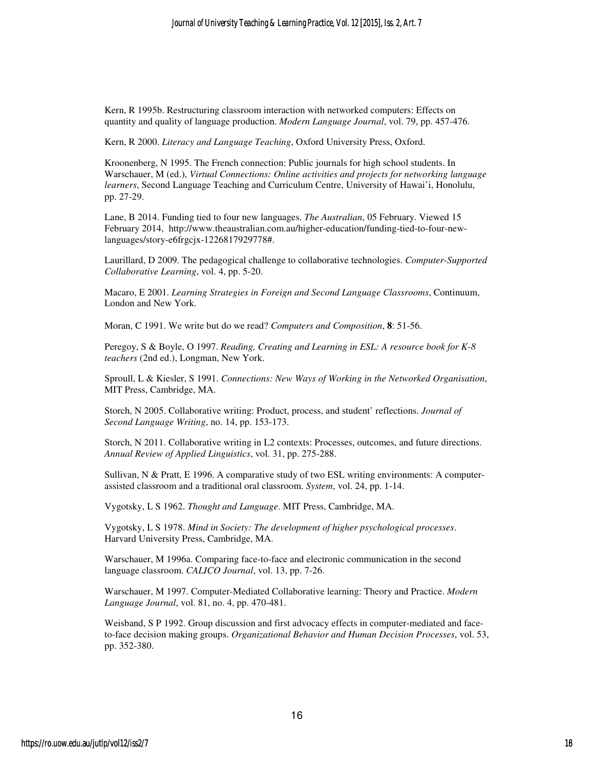Kern, R 1995b. Restructuring classroom interaction with networked computers: Effects on quantity and quality of language production. *Modern Language Journal*, vol. 79, pp. 457-476.

Kern, R 2000. *Literacy and Language Teaching*, Oxford University Press, Oxford.

Kroonenberg, N 1995. The French connection: Public journals for high school students. In Warschauer, M (ed.), *Virtual Connections: Online activities and projects for networking language learners*, Second Language Teaching and Curriculum Centre, University of Hawai'i, Honolulu, pp. 27-29.

Lane, B 2014. Funding tied to four new languages. *The Australian*, 05 February. Viewed 15 February 2014, http://www.theaustralian.com.au/higher-education/funding-tied-to-four-new-languages/story-e6frgcjx-1226817929778#.

Laurillard, D 2009. The pedagogical challenge to collaborative technologies. *Computer-Supported Collaborative Learning*, vol. 4, pp. 5-20.

Macaro, E 2001. *Learning Strategies in Foreign and Second Language Classrooms*, Continuum, London and New York.

Moran, C 1991. We write but do we read? *Computers and Composition*, **8**: 51-56.

Peregoy, S & Boyle, O 1997. *Reading, Creating and Learning in ESL: A resource book for K-8 teachers* (2nd ed.), Longman, New York.

Sproull, L & Kiesler, S 1991. *Connections: New Ways of Working in the Networked Organisation*, MIT Press, Cambridge, MA.

Storch, N 2005. Collaborative writing: Product, process, and student' reflections. *Journal of Second Language Writing*, no. 14, pp. 153-173.

Storch, N 2011. Collaborative writing in L2 contexts: Processes, outcomes, and future directions. *Annual Review of Applied Linguistics*, vol. 31, pp. 275-288.

Sullivan, N & Pratt, E 1996. A comparative study of two ESL writing environments: A computer-assisted classroom and a traditional oral classroom. *System*, vol. 24, pp. 1-14.

Vygotsky, L S 1962. *Thought and Language*. MIT Press, Cambridge, MA.

Vygotsky, L S 1978. *Mind in Society: The development of higher psychological processes*. Harvard University Press, Cambridge, MA.

Warschauer, M 1996a. Comparing face-to-face and electronic communication in the second language classroom. *CALICO Journal*, vol. 13, pp. 7-26.

Warschauer, M 1997. Computer-Mediated Collaborative learning: Theory and Practice. *Modern Language Journal*, vol. 81, no. 4, pp. 470-481.

Weisband, S P 1992. Group discussion and first advocacy effects in computer-mediated and face-to-face decision making groups. *Organizational Behavior and Human Decision Processes*, vol. 53, pp. 352-380.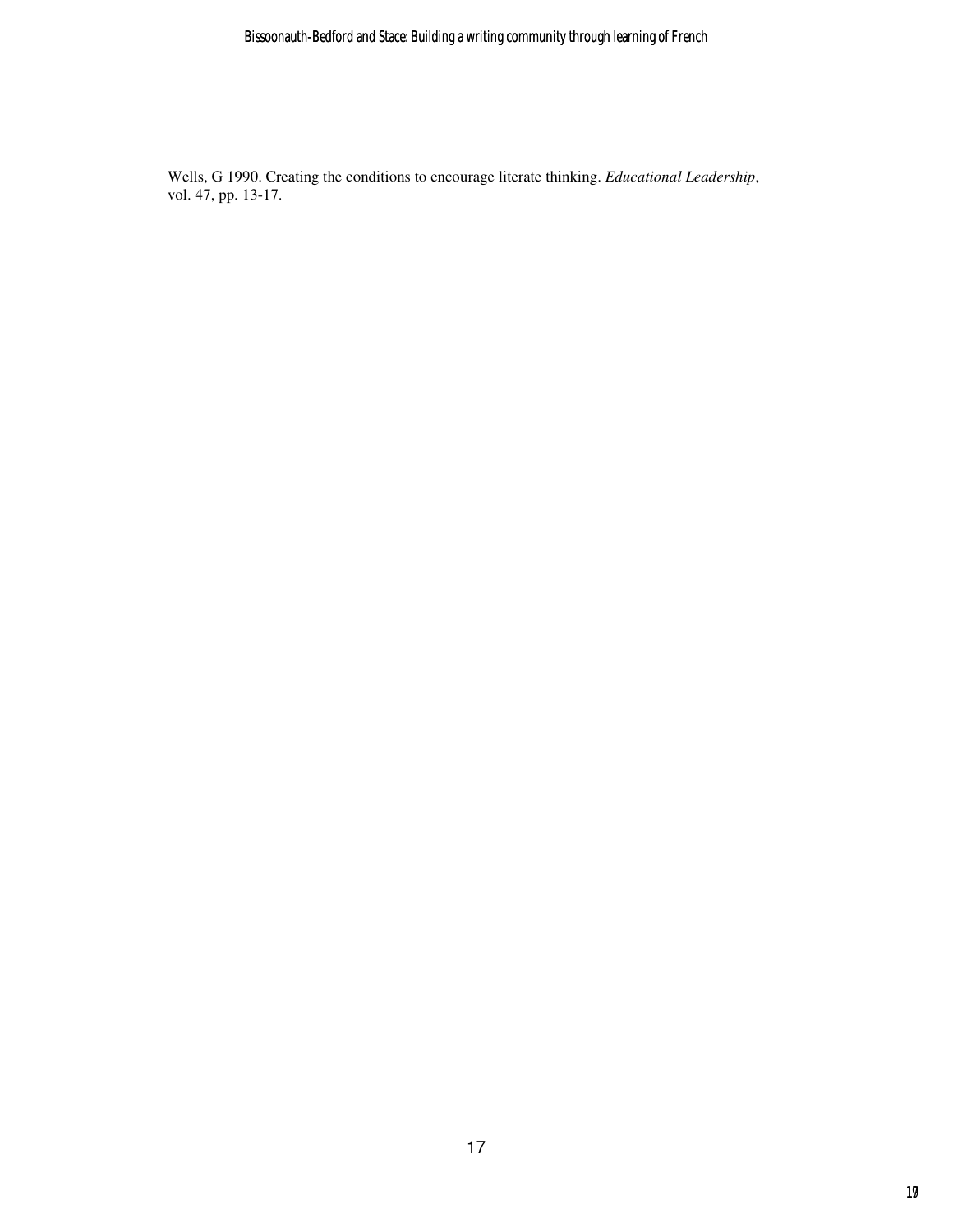Wells, G 1990. Creating the conditions to encourage literate thinking. *Educational Leadership*, vol. 47, pp. 13-17.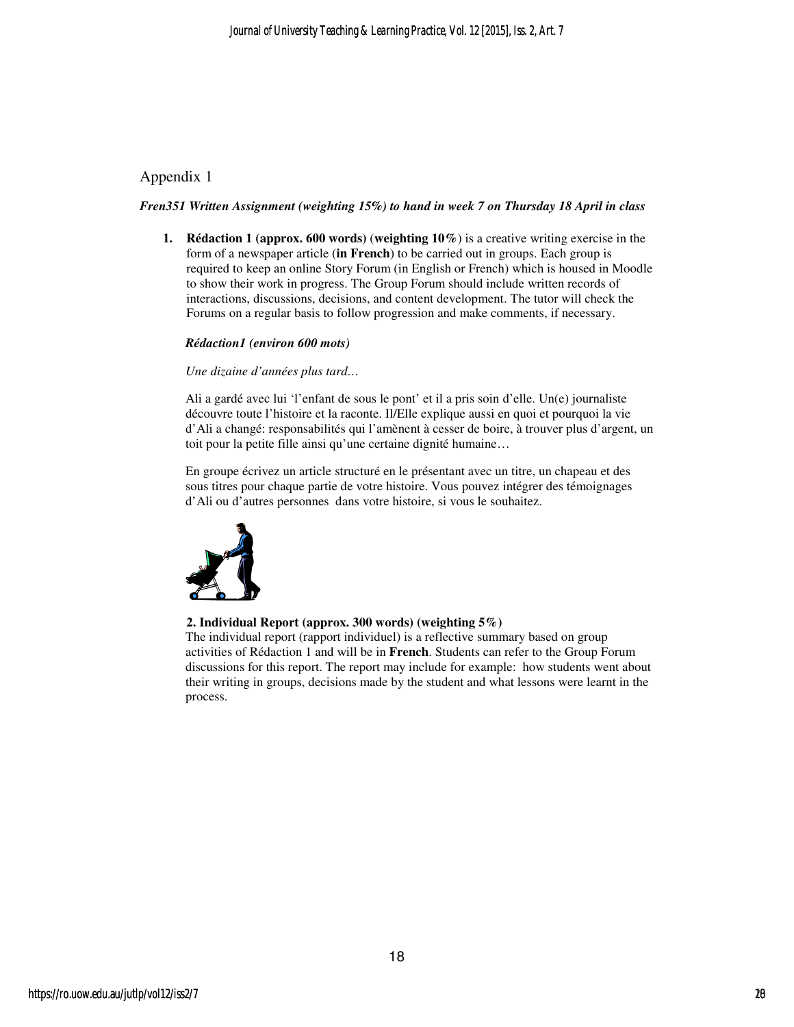## Appendix 1

***Fren351 Written Assignment (weighting 15%) to hand in week 7 on Thursday 18 April in class***

1. **Rédaction 1 (approx. 600 words)** (**weighting 10%**) is a creative writing exercise in the form of a newspaper article (**in French**) to be carried out in groups. Each group is required to keep an online Story Forum (in English or French) which is housed in Moodle to show their work in progress. The Group Forum should include written records of interactions, discussions, decisions, and content development. The tutor will check the Forums on a regular basis to follow progression and make comments, if necessary.

   ***Rédaction1 (environ 600 mots)***

   *Une dizaine d'années plus tard…*

   Ali a gardé avec lui 'l'enfant de sous le pont' et il a pris soin d'elle. Un(e) journaliste découvre toute l'histoire et la raconte. Il/Elle explique aussi en quoi et pourquoi la vie d'Ali a changé: responsabilités qui l'amènent à cesser de boire, à trouver plus d'argent, un toit pour la petite fille ainsi qu'une certaine dignité humaine…

   En groupe écrivez un article structuré en le présentant avec un titre, un chapeau et des sous titres pour chaque partie de votre histoire. Vous pouvez intégrer des témoignages d'Ali ou d'autres personnes dans votre histoire, si vous le souhaitez.

2. **Individual Report (approx. 300 words) (weighting 5%)**
   The individual report (rapport individuel) is a reflective summary based on group activities of Rédaction 1 and will be in **French**. Students can refer to the Group Forum discussions for this report. The report may include for example: how students went about their writing in groups, decisions made by the student and what lessons were learnt in the process.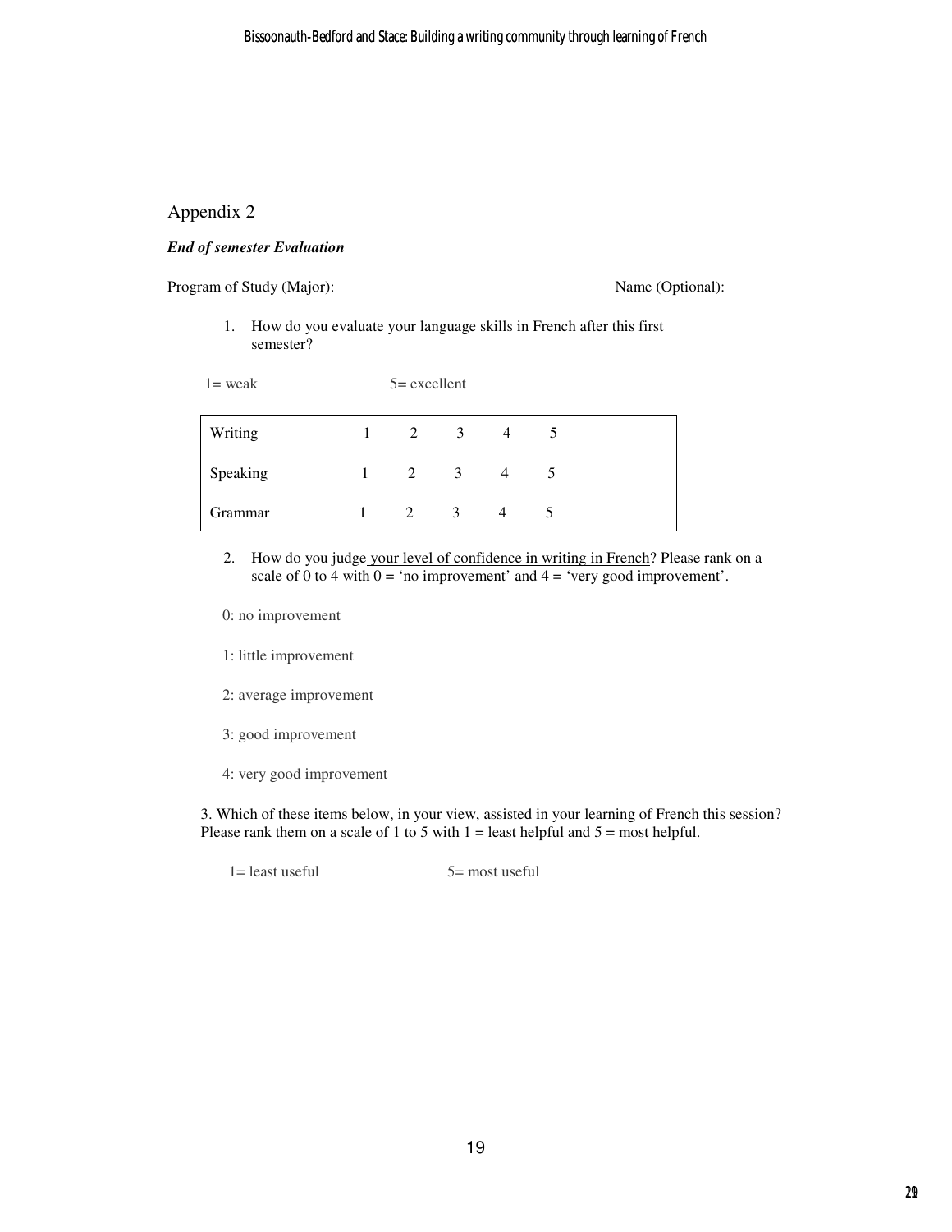## Appendix 2

***End of semester Evaluation***

Program of Study (Major): Name (Optional):

1. How do you evaluate your language skills in French after this first semester?

1= weak 5= excellent

| | | | | | |
|---|---|---|---|---|---|
| Writing | 1 | 2 | 3 | 4 | 5 |
| Speaking | 1 | 2 | 3 | 4 | 5 |
| Grammar | 1 | 2 | 3 | 4 | 5 |

2. How do you judge your level of confidence in writing in French? Please rank on a scale of 0 to 4 with 0 = 'no improvement' and 4 = 'very good improvement'.

   0: no improvement

   1: little improvement

   2: average improvement

   3: good improvement

   4: very good improvement

3. Which of these items below, in your view, assisted in your learning of French this session? Please rank them on a scale of 1 to 5 with 1 = least helpful and 5 = most helpful.

   1= least useful 5= most useful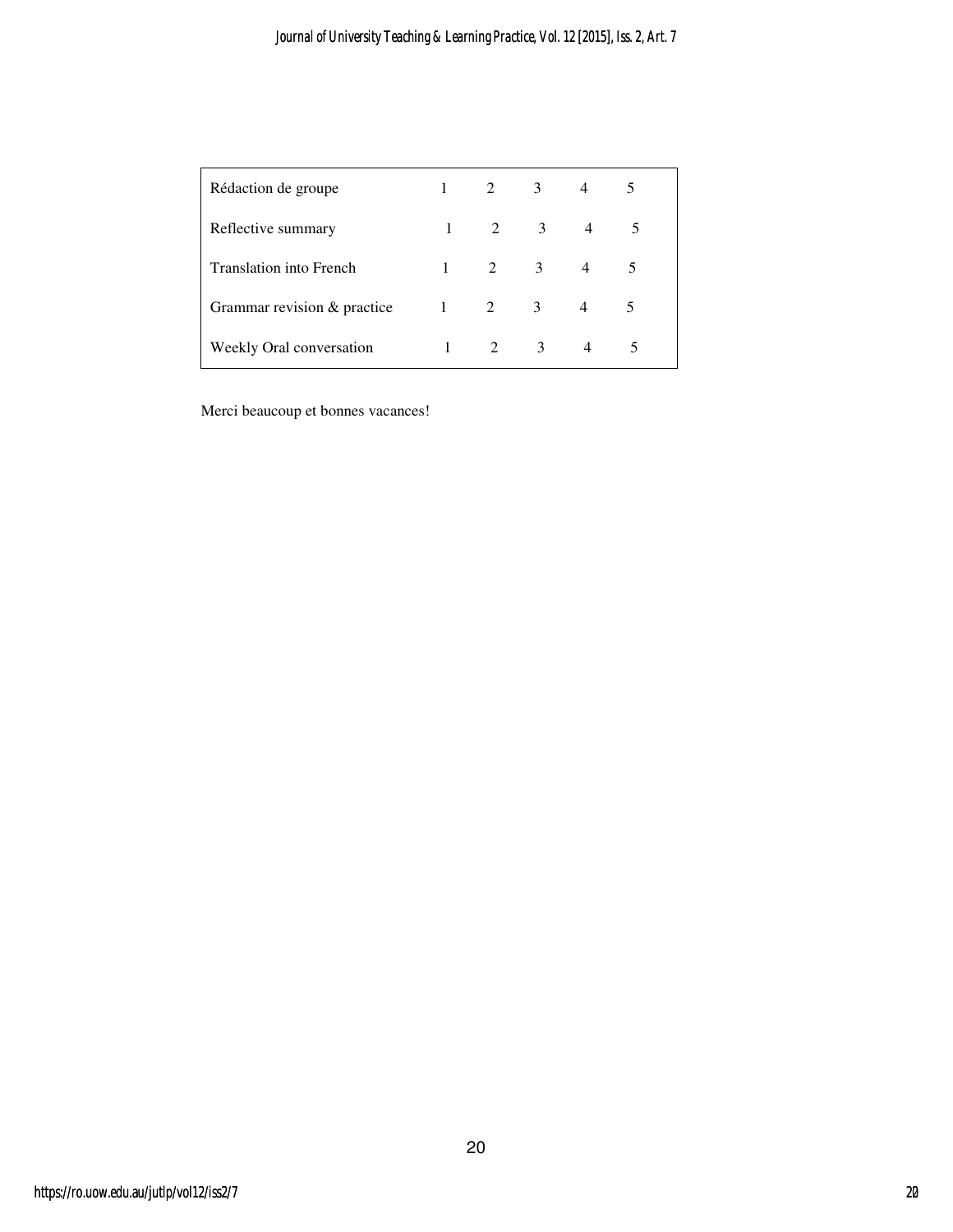| | | | | | |
|---|---|---|---|---|---|
| Rédaction de groupe | 1 | 2 | 3 | 4 | 5 |
| Reflective summary | 1 | 2 | 3 | 4 | 5 |
| Translation into French | 1 | 2 | 3 | 4 | 5 |
| Grammar revision & practice | 1 | 2 | 3 | 4 | 5 |
| Weekly Oral conversation | 1 | 2 | 3 | 4 | 5 |

Merci beaucoup et bonnes vacances!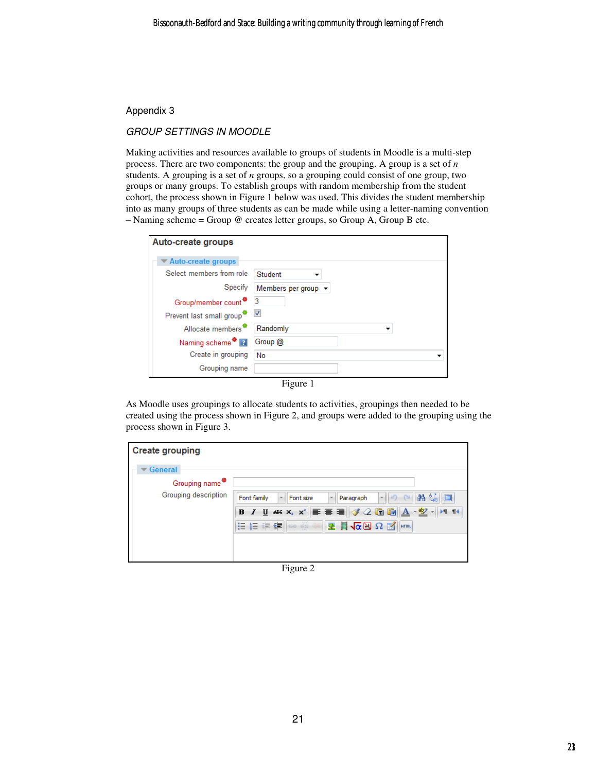Appendix 3

*GROUP SETTINGS IN MOODLE*

Making activities and resources available to groups of students in Moodle is a multi-step process. There are two components: the group and the grouping. A group is a set of *n* students. A grouping is a set of *n* groups, so a grouping could consist of one group, two groups or many groups. To establish groups with random membership from the student cohort, the process shown in Figure 1 below was used. This divides the student membership into as many groups of three students as can be made while using a letter-naming convention – Naming scheme = Group @ creates letter groups, so Group A, Group B etc.

Figure 1

As Moodle uses groupings to allocate students to activities, groupings then needed to be created using the process shown in Figure 2, and groups were added to the grouping using the process shown in Figure 3.

Figure 2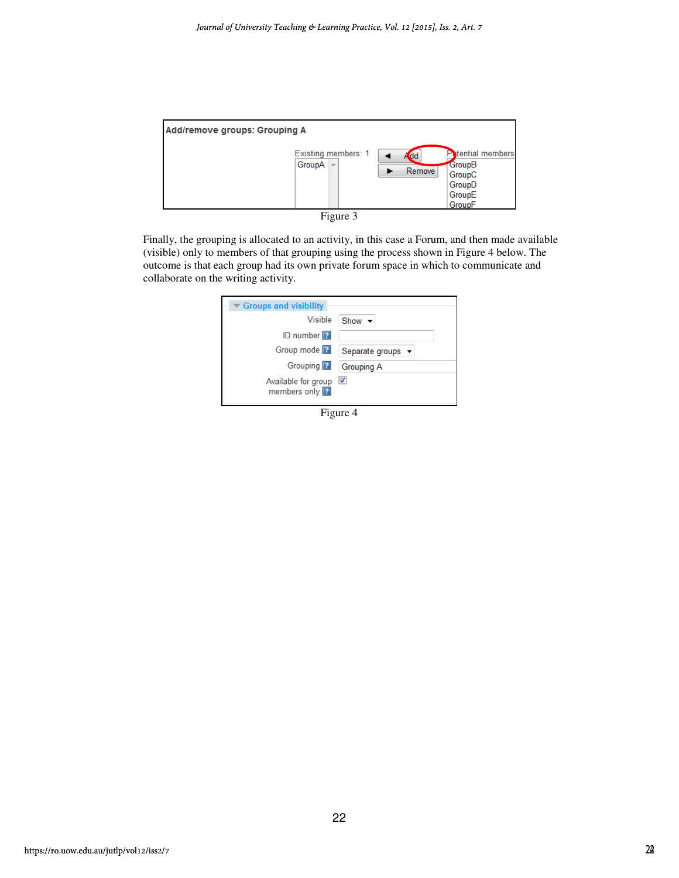Figure 3

Finally, the grouping is allocated to an activity, in this case a Forum, and then made available (visible) only to members of that grouping using the process shown in Figure 4 below. The outcome is that each group had its own private forum space in which to communicate and collaborate on the writing activity.

Figure 4